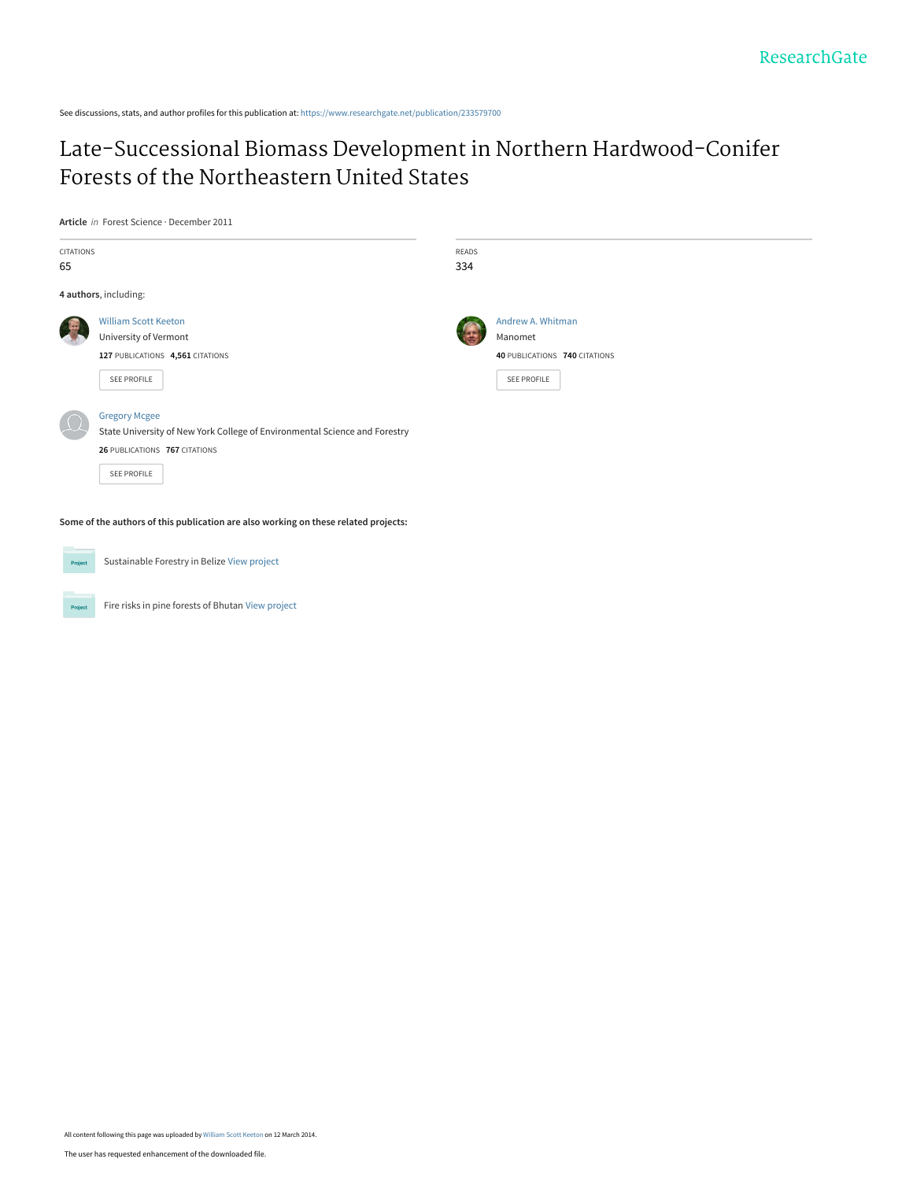ResearchGate

See discussions, stats, and author profiles for this publication at: https://www.researchgate.net/publication/233579700

# Late-Successional Biomass Development in Northern Hardwood-Conifer Forests of the Northeastern United States

**Article** *in* Forest Science · December 2011

CITATIONS
65

READS
334

**4 authors**, including:

William Scott Keeton
University of Vermont
**127** PUBLICATIONS **4,561** CITATIONS

SEE PROFILE

Andrew A. Whitman
Manomet
**40** PUBLICATIONS **740** CITATIONS

SEE PROFILE

Gregory Mcgee
State University of New York College of Environmental Science and Forestry
**26** PUBLICATIONS **767** CITATIONS

SEE PROFILE

**Some of the authors of this publication are also working on these related projects:**

Sustainable Forestry in Belize View project

Fire risks in pine forests of Bhutan View project

All content following this page was uploaded by William Scott Keeton on 12 March 2014.

The user has requested enhancement of the downloaded file.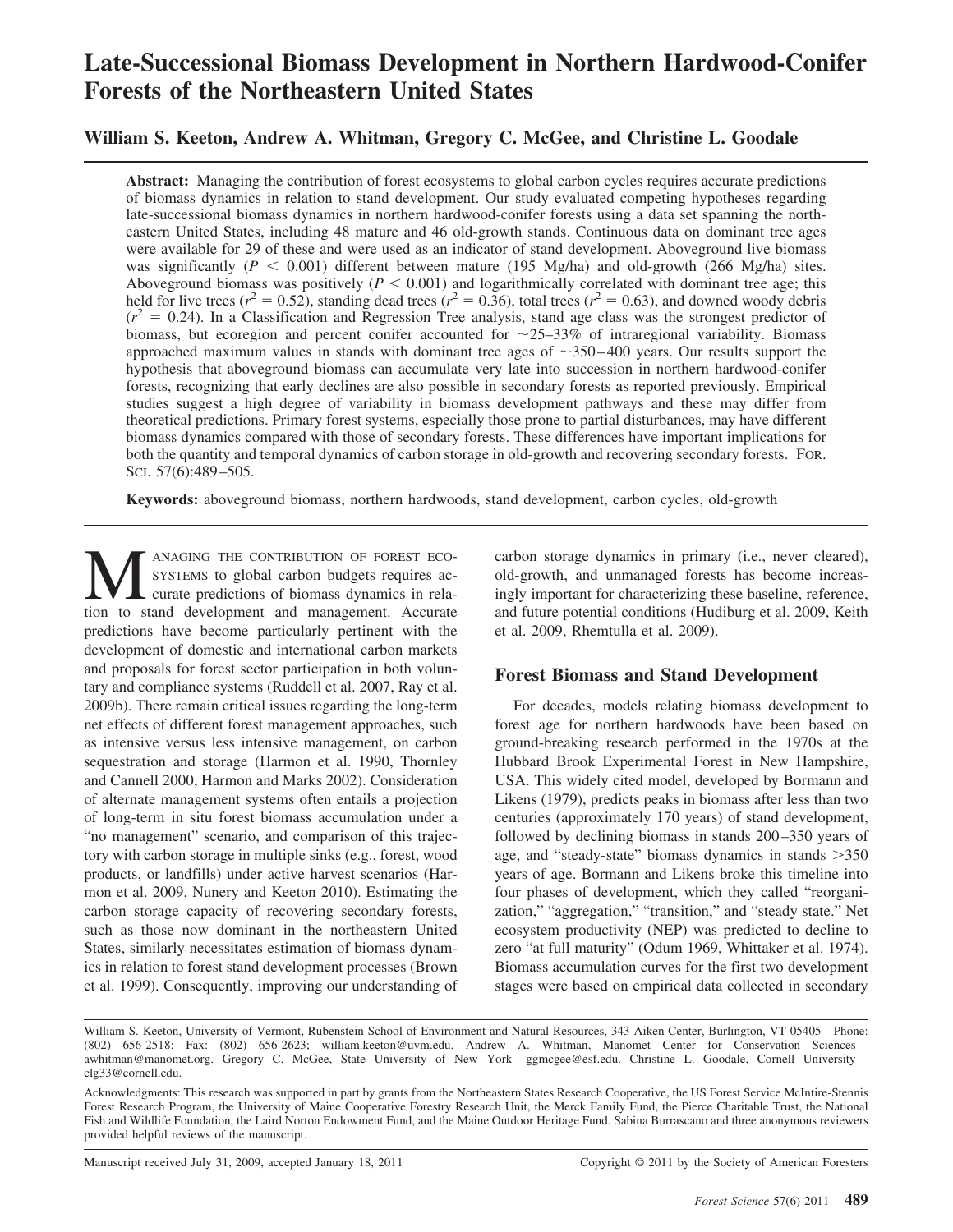# Late-Successional Biomass Development in Northern Hardwood-Conifer Forests of the Northeastern United States

**William S. Keeton, Andrew A. Whitman, Gregory C. McGee, and Christine L. Goodale**

**Abstract:** Managing the contribution of forest ecosystems to global carbon cycles requires accurate predictions of biomass dynamics in relation to stand development. Our study evaluated competing hypotheses regarding late-successional biomass dynamics in northern hardwood-conifer forests using a data set spanning the northeastern United States, including 48 mature and 46 old-growth stands. Continuous data on dominant tree ages were available for 29 of these and were used as an indicator of stand development. Aboveground live biomass was significantly ($P < 0.001$) different between mature (195 Mg/ha) and old-growth (266 Mg/ha) sites. Aboveground biomass was positively ($P < 0.001$) and logarithmically correlated with dominant tree age; this held for live trees ($r^2 = 0.52$), standing dead trees ($r^2 = 0.36$), total trees ($r^2 = 0.63$), and downed woody debris ($r^2 = 0.24$). In a Classification and Regression Tree analysis, stand age class was the strongest predictor of biomass, but ecoregion and percent conifer accounted for ~25–33% of intraregional variability. Biomass approached maximum values in stands with dominant tree ages of ~350–400 years. Our results support the hypothesis that aboveground biomass can accumulate very late into succession in northern hardwood-conifer forests, recognizing that early declines are also possible in secondary forests as reported previously. Empirical studies suggest a high degree of variability in biomass development pathways and these may differ from theoretical predictions. Primary forest systems, especially those prone to partial disturbances, may have different biomass dynamics compared with those of secondary forests. These differences have important implications for both the quantity and temporal dynamics of carbon storage in old-growth and recovering secondary forests. FOR. SCI. 57(6):489–505.

**Keywords:** aboveground biomass, northern hardwoods, stand development, carbon cycles, old-growth

Managing the contribution of forest ecosystems to global carbon budgets requires accurate predictions of biomass dynamics in relation to stand development and management. Accurate predictions have become particularly pertinent with the development of domestic and international carbon markets and proposals for forest sector participation in both voluntary and compliance systems (Ruddell et al. 2007, Ray et al. 2009b). There remain critical issues regarding the long-term net effects of different forest management approaches, such as intensive versus less intensive management, on carbon sequestration and storage (Harmon et al. 1990, Thornley and Cannell 2000, Harmon and Marks 2002). Consideration of alternate management systems often entails a projection of long-term in situ forest biomass accumulation under a "no management" scenario, and comparison of this trajectory with carbon storage in multiple sinks (e.g., forest, wood products, or landfills) under active harvest scenarios (Harmon et al. 2009, Nunery and Keeton 2010). Estimating the carbon storage capacity of recovering secondary forests, such as those now dominant in the northeastern United States, similarly necessitates estimation of biomass dynamics in relation to forest stand development processes (Brown et al. 1999). Consequently, improving our understanding of carbon storage dynamics in primary (i.e., never cleared), old-growth, and unmanaged forests has become increasingly important for characterizing these baseline, reference, and future potential conditions (Hudiburg et al. 2009, Keith et al. 2009, Rhemtulla et al. 2009).

## Forest Biomass and Stand Development

For decades, models relating biomass development to forest age for northern hardwoods have been based on ground-breaking research performed in the 1970s at the Hubbard Brook Experimental Forest in New Hampshire, USA. This widely cited model, developed by Bormann and Likens (1979), predicts peaks in biomass after less than two centuries (approximately 170 years) of stand development, followed by declining biomass in stands 200–350 years of age, and "steady-state" biomass dynamics in stands >350 years of age. Bormann and Likens broke this timeline into four phases of development, which they called "reorganization," "aggregation," "transition," and "steady state." Net ecosystem productivity (NEP) was predicted to decline to zero "at full maturity" (Odum 1969, Whittaker et al. 1974). Biomass accumulation curves for the first two development stages were based on empirical data collected in secondary

William S. Keeton, University of Vermont, Rubenstein School of Environment and Natural Resources, 343 Aiken Center, Burlington, VT 05405—Phone: (802) 656-2518; Fax: (802) 656-2623; william.keeton@uvm.edu. Andrew A. Whitman, Manomet Center for Conservation Sciences—awhitman@manomet.org. Gregory C. McGee, State University of New York—ggmcgee@esf.edu. Christine L. Goodale, Cornell University—clg33@cornell.edu.

Acknowledgments: This research was supported in part by grants from the Northeastern States Research Cooperative, the US Forest Service McIntire-Stennis Forest Research Program, the University of Maine Cooperative Forestry Research Unit, the Merck Family Fund, the Pierce Charitable Trust, the National Fish and Wildlife Foundation, the Laird Norton Endowment Fund, and the Maine Outdoor Heritage Fund. Sabina Burrascano and three anonymous reviewers provided helpful reviews of the manuscript.

Manuscript received July 31, 2009, accepted January 18, 2011

Copyright © 2011 by the Society of American Foresters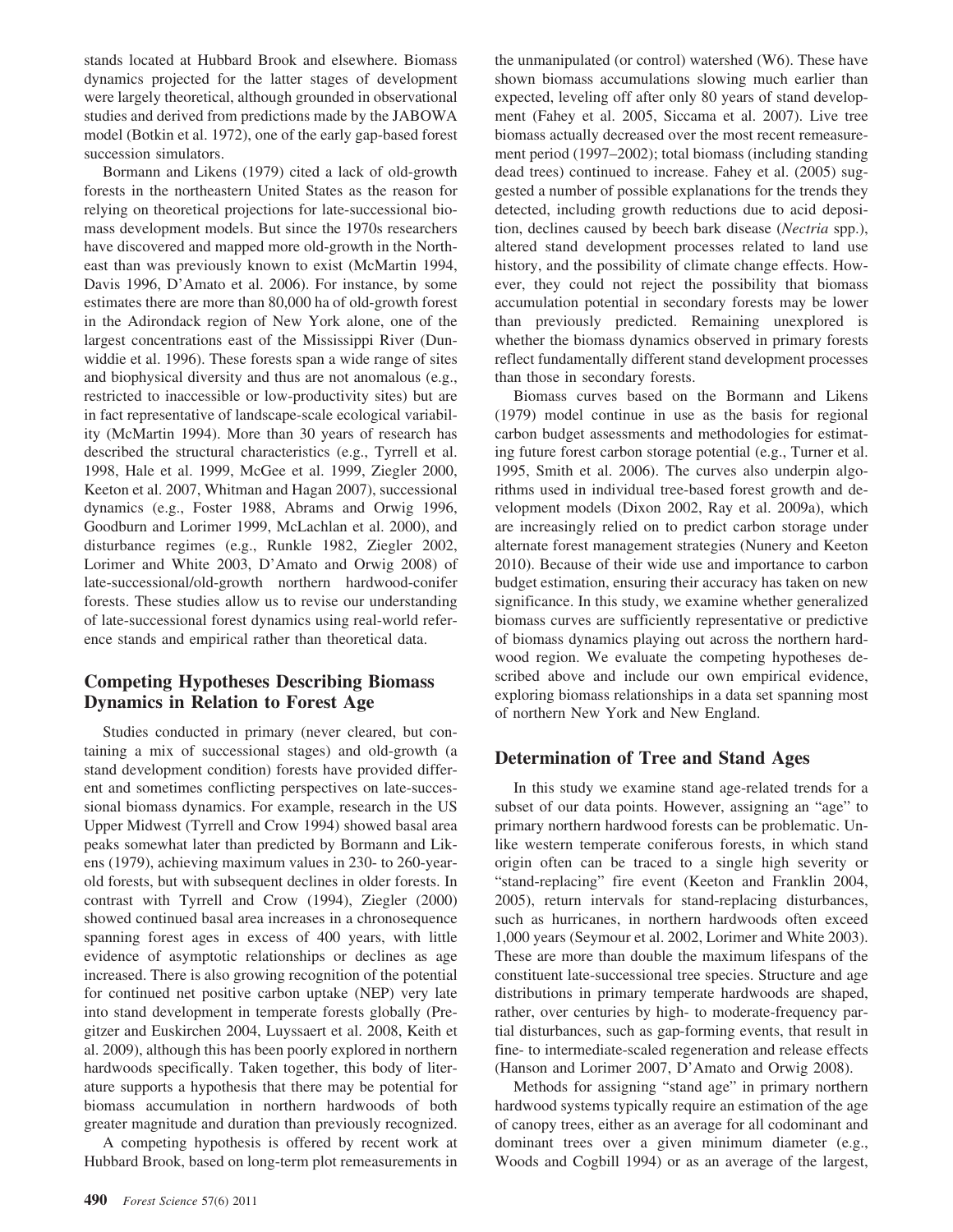stands located at Hubbard Brook and elsewhere. Biomass dynamics projected for the latter stages of development were largely theoretical, although grounded in observational studies and derived from predictions made by the JABOWA model (Botkin et al. 1972), one of the early gap-based forest succession simulators.

Bormann and Likens (1979) cited a lack of old-growth forests in the northeastern United States as the reason for relying on theoretical projections for late-successional biomass development models. But since the 1970s researchers have discovered and mapped more old-growth in the Northeast than was previously known to exist (McMartin 1994, Davis 1996, D'Amato et al. 2006). For instance, by some estimates there are more than 80,000 ha of old-growth forest in the Adirondack region of New York alone, one of the largest concentrations east of the Mississippi River (Dunwiddie et al. 1996). These forests span a wide range of sites and biophysical diversity and thus are not anomalous (e.g., restricted to inaccessible or low-productivity sites) but are in fact representative of landscape-scale ecological variability (McMartin 1994). More than 30 years of research has described the structural characteristics (e.g., Tyrrell et al. 1998, Hale et al. 1999, McGee et al. 1999, Ziegler 2000, Keeton et al. 2007, Whitman and Hagan 2007), successional dynamics (e.g., Foster 1988, Abrams and Orwig 1996, Goodburn and Lorimer 1999, McLachlan et al. 2000), and disturbance regimes (e.g., Runkle 1982, Ziegler 2002, Lorimer and White 2003, D'Amato and Orwig 2008) of late-successional/old-growth northern hardwood-conifer forests. These studies allow us to revise our understanding of late-successional forest dynamics using real-world reference stands and empirical rather than theoretical data.

## Competing Hypotheses Describing Biomass Dynamics in Relation to Forest Age

Studies conducted in primary (never cleared, but containing a mix of successional stages) and old-growth (a stand development condition) forests have provided different and sometimes conflicting perspectives on late-successional biomass dynamics. For example, research in the US Upper Midwest (Tyrrell and Crow 1994) showed basal area peaks somewhat later than predicted by Bormann and Likens (1979), achieving maximum values in 230- to 260-year-old forests, but with subsequent declines in older forests. In contrast with Tyrrell and Crow (1994), Ziegler (2000) showed continued basal area increases in a chronosequence spanning forest ages in excess of 400 years, with little evidence of asymptotic relationships or declines as age increased. There is also growing recognition of the potential for continued net positive carbon uptake (NEP) very late into stand development in temperate forests globally (Pregitzer and Euskirchen 2004, Luyssaert et al. 2008, Keith et al. 2009), although this has been poorly explored in northern hardwoods specifically. Taken together, this body of literature supports a hypothesis that there may be potential for biomass accumulation in northern hardwoods of both greater magnitude and duration than previously recognized.

A competing hypothesis is offered by recent work at Hubbard Brook, based on long-term plot remeasurements in the unmanipulated (or control) watershed (W6). These have shown biomass accumulations slowing much earlier than expected, leveling off after only 80 years of stand development (Fahey et al. 2005, Siccama et al. 2007). Live tree biomass actually decreased over the most recent remeasurement period (1997–2002); total biomass (including standing dead trees) continued to increase. Fahey et al. (2005) suggested a number of possible explanations for the trends they detected, including growth reductions due to acid deposition, declines caused by beech bark disease (*Nectria* spp.), altered stand development processes related to land use history, and the possibility of climate change effects. However, they could not reject the possibility that biomass accumulation potential in secondary forests may be lower than previously predicted. Remaining unexplored is whether the biomass dynamics observed in primary forests reflect fundamentally different stand development processes than those in secondary forests.

Biomass curves based on the Bormann and Likens (1979) model continue in use as the basis for regional carbon budget assessments and methodologies for estimating future forest carbon storage potential (e.g., Turner et al. 1995, Smith et al. 2006). The curves also underpin algorithms used in individual tree-based forest growth and development models (Dixon 2002, Ray et al. 2009a), which are increasingly relied on to predict carbon storage under alternate forest management strategies (Nunery and Keeton 2010). Because of their wide use and importance to carbon budget estimation, ensuring their accuracy has taken on new significance. In this study, we examine whether generalized biomass curves are sufficiently representative or predictive of biomass dynamics playing out across the northern hardwood region. We evaluate the competing hypotheses described above and include our own empirical evidence, exploring biomass relationships in a data set spanning most of northern New York and New England.

## Determination of Tree and Stand Ages

In this study we examine stand age-related trends for a subset of our data points. However, assigning an "age" to primary northern hardwood forests can be problematic. Unlike western temperate coniferous forests, in which stand origin often can be traced to a single high severity or "stand-replacing" fire event (Keeton and Franklin 2004, 2005), return intervals for stand-replacing disturbances, such as hurricanes, in northern hardwoods often exceed 1,000 years (Seymour et al. 2002, Lorimer and White 2003). These are more than double the maximum lifespans of the constituent late-successional tree species. Structure and age distributions in primary temperate hardwoods are shaped, rather, over centuries by high- to moderate-frequency partial disturbances, such as gap-forming events, that result in fine- to intermediate-scaled regeneration and release effects (Hanson and Lorimer 2007, D'Amato and Orwig 2008).

Methods for assigning "stand age" in primary northern hardwood systems typically require an estimation of the age of canopy trees, either as an average for all codominant and dominant trees over a given minimum diameter (e.g., Woods and Cogbill 1994) or as an average of the largest,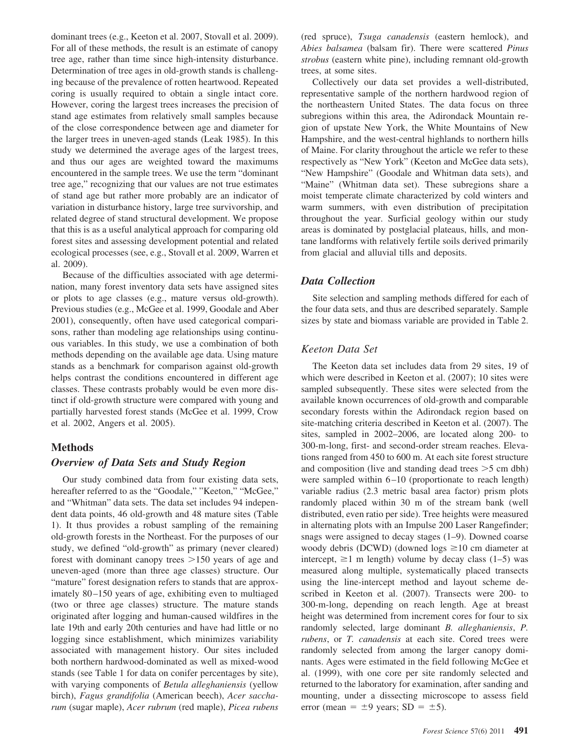dominant trees (e.g., Keeton et al. 2007, Stovall et al. 2009). For all of these methods, the result is an estimate of canopy tree age, rather than time since high-intensity disturbance. Determination of tree ages in old-growth stands is challenging because of the prevalence of rotten heartwood. Repeated coring is usually required to obtain a single intact core. However, coring the largest trees increases the precision of stand age estimates from relatively small samples because of the close correspondence between age and diameter for the larger trees in uneven-aged stands (Leak 1985). In this study we determined the average ages of the largest trees, and thus our ages are weighted toward the maximums encountered in the sample trees. We use the term "dominant tree age," recognizing that our values are not true estimates of stand age but rather more probably are an indicator of variation in disturbance history, large tree survivorship, and related degree of stand structural development. We propose that this is as a useful analytical approach for comparing old forest sites and assessing development potential and related ecological processes (see, e.g., Stovall et al. 2009, Warren et al. 2009).

Because of the difficulties associated with age determination, many forest inventory data sets have assigned sites or plots to age classes (e.g., mature versus old-growth). Previous studies (e.g., McGee et al. 1999, Goodale and Aber 2001), consequently, often have used categorical comparisons, rather than modeling age relationships using continuous variables. In this study, we use a combination of both methods depending on the available age data. Using mature stands as a benchmark for comparison against old-growth helps contrast the conditions encountered in different age classes. These contrasts probably would be even more distinct if old-growth structure were compared with young and partially harvested forest stands (McGee et al. 1999, Crow et al. 2002, Angers et al. 2005).

## Methods

### Overview of Data Sets and Study Region

Our study combined data from four existing data sets, hereafter referred to as the "Goodale," "Keeton," "McGee," and "Whitman" data sets. The data set includes 94 independent data points, 46 old-growth and 48 mature sites (Table 1). It thus provides a robust sampling of the remaining old-growth forests in the Northeast. For the purposes of our study, we defined "old-growth" as primary (never cleared) forest with dominant canopy trees >150 years of age and uneven-aged (more than three age classes) structure. Our "mature" forest designation refers to stands that are approximately 80–150 years of age, exhibiting even to multiaged (two or three age classes) structure. The mature stands originated after logging and human-caused wildfires in the late 19th and early 20th centuries and have had little or no logging since establishment, which minimizes variability associated with management history. Our sites included both northern hardwood-dominated as well as mixed-wood stands (see Table 1 for data on conifer percentages by site), with varying components of *Betula alleghaniensis* (yellow birch), *Fagus grandifolia* (American beech), *Acer saccharum* (sugar maple), *Acer rubrum* (red maple), *Picea rubens* (red spruce), *Tsuga canadensis* (eastern hemlock), and *Abies balsamea* (balsam fir). There were scattered *Pinus strobus* (eastern white pine), including remnant old-growth trees, at some sites.

Collectively our data set provides a well-distributed, representative sample of the northern hardwood region of the northeastern United States. The data focus on three subregions within this area, the Adirondack Mountain region of upstate New York, the White Mountains of New Hampshire, and the west-central highlands to northern hills of Maine. For clarity throughout the article we refer to these respectively as "New York" (Keeton and McGee data sets), "New Hampshire" (Goodale and Whitman data sets), and "Maine" (Whitman data set). These subregions share a moist temperate climate characterized by cold winters and warm summers, with even distribution of precipitation throughout the year. Surficial geology within our study areas is dominated by postglacial plateaus, hills, and montane landforms with relatively fertile soils derived primarily from glacial and alluvial tills and deposits.

### Data Collection

Site selection and sampling methods differed for each of the four data sets, and thus are described separately. Sample sizes by state and biomass variable are provided in Table 2.

### Keeton Data Set

The Keeton data set includes data from 29 sites, 19 of which were described in Keeton et al. (2007); 10 sites were sampled subsequently. These sites were selected from the available known occurrences of old-growth and comparable secondary forests within the Adirondack region based on site-matching criteria described in Keeton et al. (2007). The sites, sampled in 2002–2006, are located along 200- to 300-m-long, first- and second-order stream reaches. Elevations ranged from 450 to 600 m. At each site forest structure and composition (live and standing dead trees >5 cm dbh) were sampled within 6–10 (proportionate to reach length) variable radius (2.3 metric basal area factor) prism plots randomly placed within 30 m of the stream bank (well distributed, even ratio per side). Tree heights were measured in alternating plots with an Impulse 200 Laser Rangefinder; snags were assigned to decay stages (1–9). Downed coarse woody debris (DCWD) (downed logs ≥10 cm diameter at intercept, ≥1 m length) volume by decay class (1–5) was measured along multiple, systematically placed transects using the line-intercept method and layout scheme described in Keeton et al. (2007). Transects were 200- to 300-m-long, depending on reach length. Age at breast height was determined from increment cores for four to six randomly selected, large dominant *B. alleghaniensis*, *P. rubens*, or *T. canadensis* at each site. Cored trees were randomly selected from among the larger canopy dominants. Ages were estimated in the field following McGee et al. (1999), with one core per site randomly selected and returned to the laboratory for examination, after sanding and mounting, under a dissecting microscope to assess field error (mean = ±9 years; SD = ±5).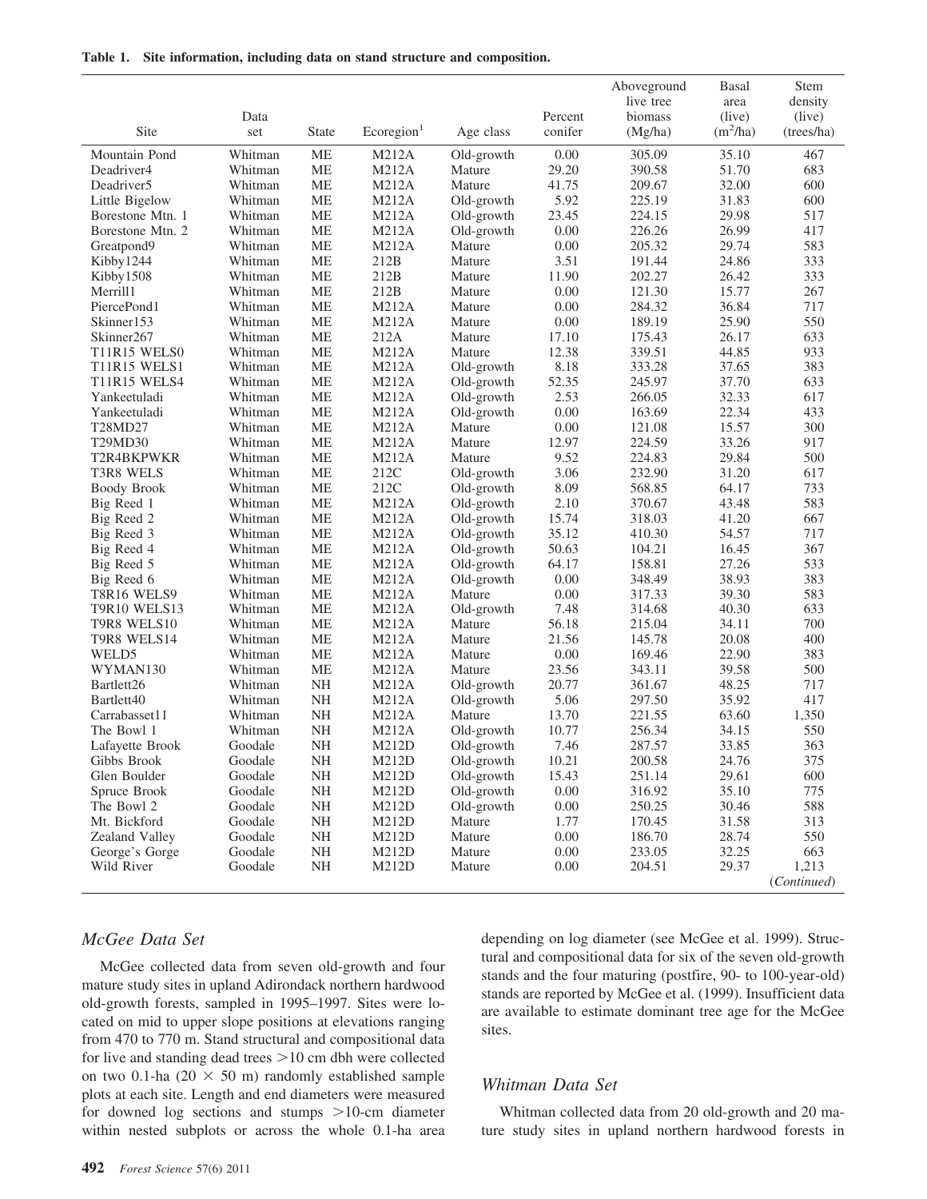**Table 1. Site information, including data on stand structure and composition.**

| Site | Data set | State | Ecoregion[1] | Age class | Percent conifer | Aboveground live tree biomass (Mg/ha) | Basal area (live) ($m^2$/ha) | Stem density (live) (trees/ha) |
|---|---|---|---|---|---|---|---|---|
| Mountain Pond | Whitman | ME | M212A | Old-growth | 0.00 | 305.09 | 35.10 | 467 |
| Deadriver4 | Whitman | ME | M212A | Mature | 29.20 | 390.58 | 51.70 | 683 |
| Deadriver5 | Whitman | ME | M212A | Mature | 41.75 | 209.67 | 32.00 | 600 |
| Little Bigelow | Whitman | ME | M212A | Old-growth | 5.92 | 225.19 | 31.83 | 600 |
| Borestone Mtn. 1 | Whitman | ME | M212A | Old-growth | 23.45 | 224.15 | 29.98 | 517 |
| Borestone Mtn. 2 | Whitman | ME | M212A | Old-growth | 0.00 | 226.26 | 26.99 | 417 |
| Greatpond9 | Whitman | ME | M212A | Mature | 0.00 | 205.32 | 29.74 | 583 |
| Kibby1244 | Whitman | ME | 212B | Mature | 3.51 | 191.44 | 24.86 | 333 |
| Kibby1508 | Whitman | ME | 212B | Mature | 11.90 | 202.27 | 26.42 | 333 |
| Merrill1 | Whitman | ME | 212B | Mature | 0.00 | 121.30 | 15.77 | 267 |
| PiercePond1 | Whitman | ME | M212A | Mature | 0.00 | 284.32 | 36.84 | 717 |
| Skinner153 | Whitman | ME | M212A | Mature | 0.00 | 189.19 | 25.90 | 550 |
| Skinner267 | Whitman | ME | 212A | Mature | 17.10 | 175.43 | 26.17 | 633 |
| T11R15 WELS0 | Whitman | ME | M212A | Mature | 12.38 | 339.51 | 44.85 | 933 |
| T11R15 WELS1 | Whitman | ME | M212A | Old-growth | 8.18 | 333.28 | 37.65 | 383 |
| T11R15 WELS4 | Whitman | ME | M212A | Old-growth | 52.35 | 245.97 | 37.70 | 633 |
| Yankeetuladi | Whitman | ME | M212A | Old-growth | 2.53 | 266.05 | 32.33 | 617 |
| Yankeetuladi | Whitman | ME | M212A | Old-growth | 0.00 | 163.69 | 22.34 | 433 |
| T28MD27 | Whitman | ME | M212A | Mature | 0.00 | 121.08 | 15.57 | 300 |
| T29MD30 | Whitman | ME | M212A | Mature | 12.97 | 224.59 | 33.26 | 917 |
| T2R4BKPWKR | Whitman | ME | M212A | Mature | 9.52 | 224.83 | 29.84 | 500 |
| T3R8 WELS | Whitman | ME | 212C | Old-growth | 3.06 | 232.90 | 31.20 | 617 |
| Boody Brook | Whitman | ME | 212C | Old-growth | 8.09 | 568.85 | 64.17 | 733 |
| Big Reed 1 | Whitman | ME | M212A | Old-growth | 2.10 | 370.67 | 43.48 | 583 |
| Big Reed 2 | Whitman | ME | M212A | Old-growth | 15.74 | 318.03 | 41.20 | 667 |
| Big Reed 3 | Whitman | ME | M212A | Old-growth | 35.12 | 410.30 | 54.57 | 717 |
| Big Reed 4 | Whitman | ME | M212A | Old-growth | 50.63 | 104.21 | 16.45 | 367 |
| Big Reed 5 | Whitman | ME | M212A | Old-growth | 64.17 | 158.81 | 27.26 | 533 |
| Big Reed 6 | Whitman | ME | M212A | Old-growth | 0.00 | 348.49 | 38.93 | 383 |
| T8R16 WELS9 | Whitman | ME | M212A | Mature | 0.00 | 317.33 | 39.30 | 583 |
| T9R10 WELS13 | Whitman | ME | M212A | Old-growth | 7.48 | 314.68 | 40.30 | 633 |
| T9R8 WELS10 | Whitman | ME | M212A | Mature | 56.18 | 215.04 | 34.11 | 700 |
| T9R8 WELS14 | Whitman | ME | M212A | Mature | 21.56 | 145.78 | 20.08 | 400 |
| WELD5 | Whitman | ME | M212A | Mature | 0.00 | 169.46 | 22.90 | 383 |
| WYMAN130 | Whitman | ME | M212A | Mature | 23.56 | 343.11 | 39.58 | 500 |
| Bartlett26 | Whitman | NH | M212A | Old-growth | 20.77 | 361.67 | 48.25 | 717 |
| Bartlett40 | Whitman | NH | M212A | Old-growth | 5.06 | 297.50 | 35.92 | 417 |
| Carrabasset11 | Whitman | NH | M212A | Mature | 13.70 | 221.55 | 63.60 | 1,350 |
| The Bowl 1 | Whitman | NH | M212A | Old-growth | 10.77 | 256.34 | 34.15 | 550 |
| Lafayette Brook | Goodale | NH | M212D | Old-growth | 7.46 | 287.57 | 33.85 | 363 |
| Gibbs Brook | Goodale | NH | M212D | Old-growth | 10.21 | 200.58 | 24.76 | 375 |
| Glen Boulder | Goodale | NH | M212D | Old-growth | 15.43 | 251.14 | 29.61 | 600 |
| Spruce Brook | Goodale | NH | M212D | Old-growth | 0.00 | 316.92 | 35.10 | 775 |
| The Bowl 2 | Goodale | NH | M212D | Old-growth | 0.00 | 250.25 | 30.46 | 588 |
| Mt. Bickford | Goodale | NH | M212D | Mature | 1.77 | 170.45 | 31.58 | 313 |
| Zealand Valley | Goodale | NH | M212D | Mature | 0.00 | 186.70 | 28.74 | 550 |
| George's Gorge | Goodale | NH | M212D | Mature | 0.00 | 233.05 | 32.25 | 663 |
| Wild River | Goodale | NH | M212D | Mature | 0.00 | 204.51 | 29.37 | 1,213 |

(*Continued*)

### *McGee Data Set*

McGee collected data from seven old-growth and four mature study sites in upland Adirondack northern hardwood old-growth forests, sampled in 1995–1997. Sites were located on mid to upper slope positions at elevations ranging from 470 to 770 m. Stand structural and compositional data for live and standing dead trees >10 cm dbh were collected on two 0.1-ha (20 × 50 m) randomly established sample plots at each site. Length and end diameters were measured for downed log sections and stumps >10-cm diameter within nested subplots or across the whole 0.1-ha area depending on log diameter (see McGee et al. 1999). Structural and compositional data for six of the seven old-growth stands and the four maturing (postfire, 90- to 100-year-old) stands are reported by McGee et al. (1999). Insufficient data are available to estimate dominant tree age for the McGee sites.

### *Whitman Data Set*

Whitman collected data from 20 old-growth and 20 mature study sites in upland northern hardwood forests in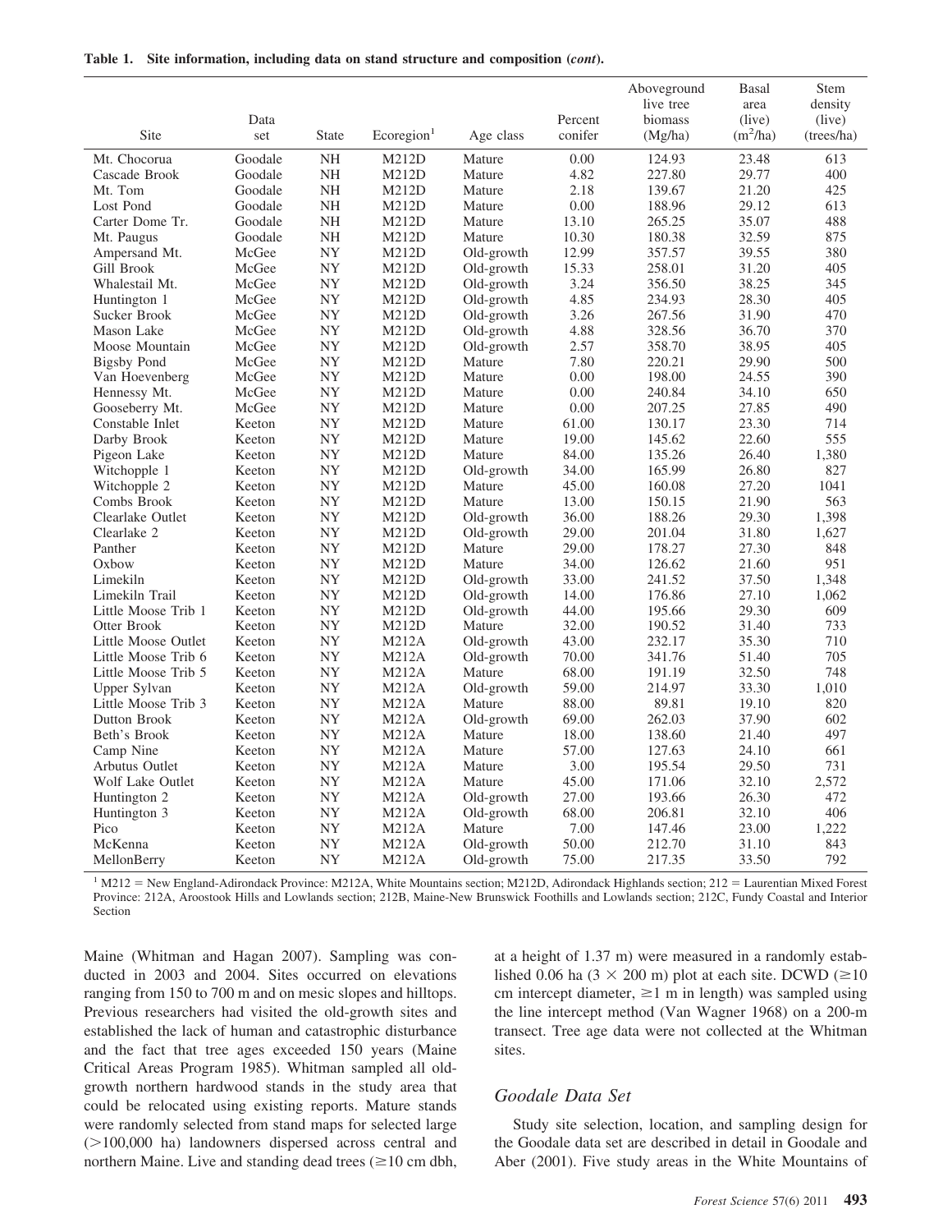**Table 1. Site information, including data on stand structure and composition (*cont*).**

| Site | Data set | State | Ecoregion[1] | Age class | Percent conifer | Aboveground live tree biomass (Mg/ha) | Basal area (live) ($m^2$/ha) | Stem density (live) (trees/ha) |
|---|---|---|---|---|---|---|---|---|
| Mt. Chocorua | Goodale | NH | M212D | Mature | 0.00 | 124.93 | 23.48 | 613 |
| Cascade Brook | Goodale | NH | M212D | Mature | 4.82 | 227.80 | 29.77 | 400 |
| Mt. Tom | Goodale | NH | M212D | Mature | 2.18 | 139.67 | 21.20 | 425 |
| Lost Pond | Goodale | NH | M212D | Mature | 0.00 | 188.96 | 29.12 | 613 |
| Carter Dome Tr. | Goodale | NH | M212D | Mature | 13.10 | 265.25 | 35.07 | 488 |
| Mt. Paugus | Goodale | NH | M212D | Mature | 10.30 | 180.38 | 32.59 | 875 |
| Ampersand Mt. | McGee | NY | M212D | Old-growth | 12.99 | 357.57 | 39.55 | 380 |
| Gill Brook | McGee | NY | M212D | Old-growth | 15.33 | 258.01 | 31.20 | 405 |
| Whalestail Mt. | McGee | NY | M212D | Old-growth | 3.24 | 356.50 | 38.25 | 345 |
| Huntington 1 | McGee | NY | M212D | Old-growth | 4.85 | 234.93 | 28.30 | 405 |
| Sucker Brook | McGee | NY | M212D | Old-growth | 3.26 | 267.56 | 31.90 | 470 |
| Mason Lake | McGee | NY | M212D | Old-growth | 4.88 | 328.56 | 36.70 | 370 |
| Moose Mountain | McGee | NY | M212D | Old-growth | 2.57 | 358.70 | 38.95 | 405 |
| Bigsby Pond | McGee | NY | M212D | Mature | 7.80 | 220.21 | 29.90 | 500 |
| Van Hoevenberg | McGee | NY | M212D | Mature | 0.00 | 198.00 | 24.55 | 390 |
| Hennessy Mt. | McGee | NY | M212D | Mature | 0.00 | 240.84 | 34.10 | 650 |
| Gooseberry Mt. | McGee | NY | M212D | Mature | 0.00 | 207.25 | 27.85 | 490 |
| Constable Inlet | Keeton | NY | M212D | Mature | 61.00 | 130.17 | 23.30 | 714 |
| Darby Brook | Keeton | NY | M212D | Mature | 19.00 | 145.62 | 22.60 | 555 |
| Pigeon Lake | Keeton | NY | M212D | Mature | 84.00 | 135.26 | 26.40 | 1,380 |
| Witchopple 1 | Keeton | NY | M212D | Old-growth | 34.00 | 165.99 | 26.80 | 827 |
| Witchopple 2 | Keeton | NY | M212D | Mature | 45.00 | 160.08 | 27.20 | 1041 |
| Combs Brook | Keeton | NY | M212D | Mature | 13.00 | 150.15 | 21.90 | 563 |
| Clearlake Outlet | Keeton | NY | M212D | Old-growth | 36.00 | 188.26 | 29.30 | 1,398 |
| Clearlake 2 | Keeton | NY | M212D | Old-growth | 29.00 | 201.04 | 31.80 | 1,627 |
| Panther | Keeton | NY | M212D | Mature | 29.00 | 178.27 | 27.30 | 848 |
| Oxbow | Keeton | NY | M212D | Mature | 34.00 | 126.62 | 21.60 | 951 |
| Limekiln | Keeton | NY | M212D | Old-growth | 33.00 | 241.52 | 37.50 | 1,348 |
| Limekiln Trail | Keeton | NY | M212D | Old-growth | 14.00 | 176.86 | 27.10 | 1,062 |
| Little Moose Trib 1 | Keeton | NY | M212D | Old-growth | 44.00 | 195.66 | 29.30 | 609 |
| Otter Brook | Keeton | NY | M212D | Mature | 32.00 | 190.52 | 31.40 | 733 |
| Little Moose Outlet | Keeton | NY | M212A | Old-growth | 43.00 | 232.17 | 35.30 | 710 |
| Little Moose Trib 6 | Keeton | NY | M212A | Old-growth | 70.00 | 341.76 | 51.40 | 705 |
| Little Moose Trib 5 | Keeton | NY | M212A | Mature | 68.00 | 191.19 | 32.50 | 748 |
| Upper Sylvan | Keeton | NY | M212A | Old-growth | 59.00 | 214.97 | 33.30 | 1,010 |
| Little Moose Trib 3 | Keeton | NY | M212A | Mature | 88.00 | 89.81 | 19.10 | 820 |
| Dutton Brook | Keeton | NY | M212A | Old-growth | 69.00 | 262.03 | 37.90 | 602 |
| Beth's Brook | Keeton | NY | M212A | Mature | 18.00 | 138.60 | 21.40 | 497 |
| Camp Nine | Keeton | NY | M212A | Mature | 57.00 | 127.63 | 24.10 | 661 |
| Arbutus Outlet | Keeton | NY | M212A | Mature | 3.00 | 195.54 | 29.50 | 731 |
| Wolf Lake Outlet | Keeton | NY | M212A | Mature | 45.00 | 171.06 | 32.10 | 2,572 |
| Huntington 2 | Keeton | NY | M212A | Old-growth | 27.00 | 193.66 | 26.30 | 472 |
| Huntington 3 | Keeton | NY | M212A | Old-growth | 68.00 | 206.81 | 32.10 | 406 |
| Pico | Keeton | NY | M212A | Mature | 7.00 | 147.46 | 23.00 | 1,222 |
| McKenna | Keeton | NY | M212A | Old-growth | 50.00 | 212.70 | 31.10 | 843 |
| MellonBerry | Keeton | NY | M212A | Old-growth | 75.00 | 217.35 | 33.50 | 792 |

[1] M212 = New England-Adirondack Province: M212A, White Mountains section; M212D, Adirondack Highlands section; 212 = Laurentian Mixed Forest Province: 212A, Aroostook Hills and Lowlands section; 212B, Maine-New Brunswick Foothills and Lowlands section; 212C, Fundy Coastal and Interior Section

Maine (Whitman and Hagan 2007). Sampling was conducted in 2003 and 2004. Sites occurred on elevations ranging from 150 to 700 m and on mesic slopes and hilltops. Previous researchers had visited the old-growth sites and established the lack of human and catastrophic disturbance and the fact that tree ages exceeded 150 years (Maine Critical Areas Program 1985). Whitman sampled all old-growth northern hardwood stands in the study area that could be relocated using existing reports. Mature stands were randomly selected from stand maps for selected large (>100,000 ha) landowners dispersed across central and northern Maine. Live and standing dead trees (≥10 cm dbh, at a height of 1.37 m) were measured in a randomly established 0.06 ha (3 × 200 m) plot at each site. DCWD (≥10 cm intercept diameter, ≥1 m in length) was sampled using the line intercept method (Van Wagner 1968) on a 200-m transect. Tree age data were not collected at the Whitman sites.

### Goodale Data Set

Study site selection, location, and sampling design for the Goodale data set are described in detail in Goodale and Aber (2001). Five study areas in the White Mountains of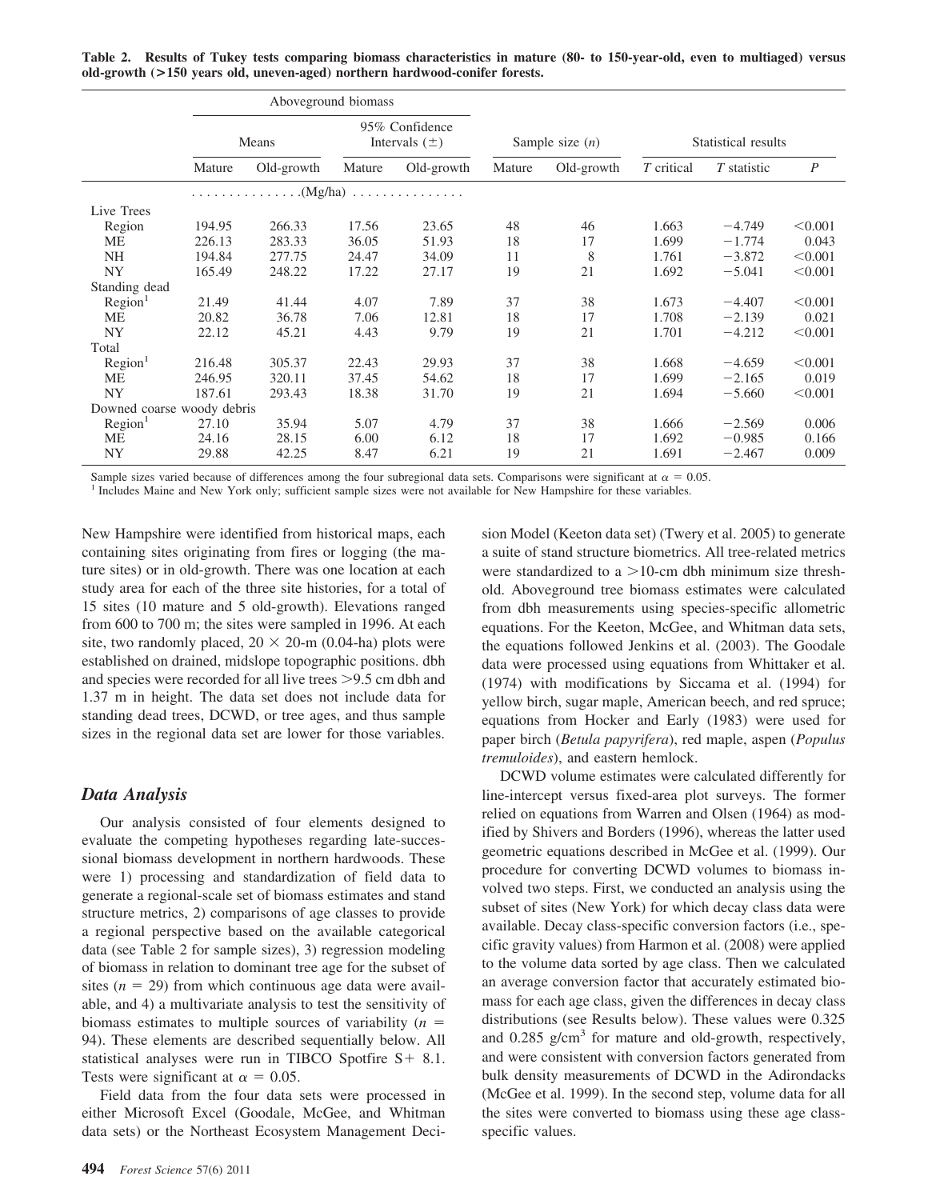**Table 2. Results of Tukey tests comparing biomass characteristics in mature (80- to 150-year-old, even to multiaged) versus old-growth (>150 years old, uneven-aged) northern hardwood-conifer forests.**

| | Aboveground biomass | | | | | | | | |
|---|---|---|---|---|---|---|---|---|---|
| | Means | | 95% Confidence Intervals (±) | | Sample size ($n$) | | Statistical results | | |
| | Mature | Old-growth | Mature | Old-growth | Mature | Old-growth | $T$ critical | $T$ statistic | $P$ |
| | ...............(Mg/ha)............... | | | | | | | | |
| Live Trees | | | | | | | | | |
| Region | 194.95 | 266.33 | 17.56 | 23.65 | 48 | 46 | 1.663 | −4.749 | <0.001 |
| ME | 226.13 | 283.33 | 36.05 | 51.93 | 18 | 17 | 1.699 | −1.774 | 0.043 |
| NH | 194.84 | 277.75 | 24.47 | 34.09 | 11 | 8 | 1.761 | −3.872 | <0.001 |
| NY | 165.49 | 248.22 | 17.22 | 27.17 | 19 | 21 | 1.692 | −5.041 | <0.001 |
| Standing dead | | | | | | | | | |
| Region[1] | 21.49 | 41.44 | 4.07 | 7.89 | 37 | 38 | 1.673 | −4.407 | <0.001 |
| ME | 20.82 | 36.78 | 7.06 | 12.81 | 18 | 17 | 1.708 | −2.139 | 0.021 |
| NY | 22.12 | 45.21 | 4.43 | 9.79 | 19 | 21 | 1.701 | −4.212 | <0.001 |
| Total | | | | | | | | | |
| Region[1] | 216.48 | 305.37 | 22.43 | 29.93 | 37 | 38 | 1.668 | −4.659 | <0.001 |
| ME | 246.95 | 320.11 | 37.45 | 54.62 | 18 | 17 | 1.699 | −2.165 | 0.019 |
| NY | 187.61 | 293.43 | 18.38 | 31.70 | 19 | 21 | 1.694 | −5.660 | <0.001 |
| Downed coarse woody debris | | | | | | | | | |
| Region[1] | 27.10 | 35.94 | 5.07 | 4.79 | 37 | 38 | 1.666 | −2.569 | 0.006 |
| ME | 24.16 | 28.15 | 6.00 | 6.12 | 18 | 17 | 1.692 | −0.985 | 0.166 |
| NY | 29.88 | 42.25 | 8.47 | 6.21 | 19 | 21 | 1.691 | −2.467 | 0.009 |

Sample sizes varied because of differences among the four subregional data sets. Comparisons were significant at $\alpha = 0.05$.
[1] Includes Maine and New York only; sufficient sample sizes were not available for New Hampshire for these variables.

New Hampshire were identified from historical maps, each containing sites originating from fires or logging (the mature sites) or in old-growth. There was one location at each study area for each of the three site histories, for a total of 15 sites (10 mature and 5 old-growth). Elevations ranged from 600 to 700 m; the sites were sampled in 1996. At each site, two randomly placed, 20 × 20-m (0.04-ha) plots were established on drained, midslope topographic positions. dbh and species were recorded for all live trees >9.5 cm dbh and 1.37 m in height. The data set does not include data for standing dead trees, DCWD, or tree ages, and thus sample sizes in the regional data set are lower for those variables.

## Data Analysis

Our analysis consisted of four elements designed to evaluate the competing hypotheses regarding late-successional biomass development in northern hardwoods. These were 1) processing and standardization of field data to generate a regional-scale set of biomass estimates and stand structure metrics, 2) comparisons of age classes to provide a regional perspective based on the available categorical data (see Table 2 for sample sizes), 3) regression modeling of biomass in relation to dominant tree age for the subset of sites ($n = 29$) from which continuous age data were available, and 4) a multivariate analysis to test the sensitivity of biomass estimates to multiple sources of variability ($n = 94$). These elements are described sequentially below. All statistical analyses were run in TIBCO Spotfire S+ 8.1. Tests were significant at $\alpha = 0.05$.

Field data from the four data sets were processed in either Microsoft Excel (Goodale, McGee, and Whitman data sets) or the Northeast Ecosystem Management Decision Model (Keeton data set) (Twery et al. 2005) to generate a suite of stand structure biometrics. All tree-related metrics were standardized to a >10-cm dbh minimum size threshold. Aboveground tree biomass estimates were calculated from dbh measurements using species-specific allometric equations. For the Keeton, McGee, and Whitman data sets, the equations followed Jenkins et al. (2003). The Goodale data were processed using equations from Whittaker et al. (1974) with modifications by Siccama et al. (1994) for yellow birch, sugar maple, American beech, and red spruce; equations from Hocker and Early (1983) were used for paper birch (*Betula papyrifera*), red maple, aspen (*Populus tremuloides*), and eastern hemlock.

DCWD volume estimates were calculated differently for line-intercept versus fixed-area plot surveys. The former relied on equations from Warren and Olsen (1964) as modified by Shivers and Borders (1996), whereas the latter used geometric equations described in McGee et al. (1999). Our procedure for converting DCWD volumes to biomass involved two steps. First, we conducted an analysis using the subset of sites (New York) for which decay class data were available. Decay class-specific conversion factors (i.e., specific gravity values) from Harmon et al. (2008) were applied to the volume data sorted by age class. Then we calculated an average conversion factor that accurately estimated biomass for each age class, given the differences in decay class distributions (see Results below). These values were 0.325 and 0.285 g/cm$^3$ for mature and old-growth, respectively, and were consistent with conversion factors generated from bulk density measurements of DCWD in the Adirondacks (McGee et al. 1999). In the second step, volume data for all the sites were converted to biomass using these age class-specific values.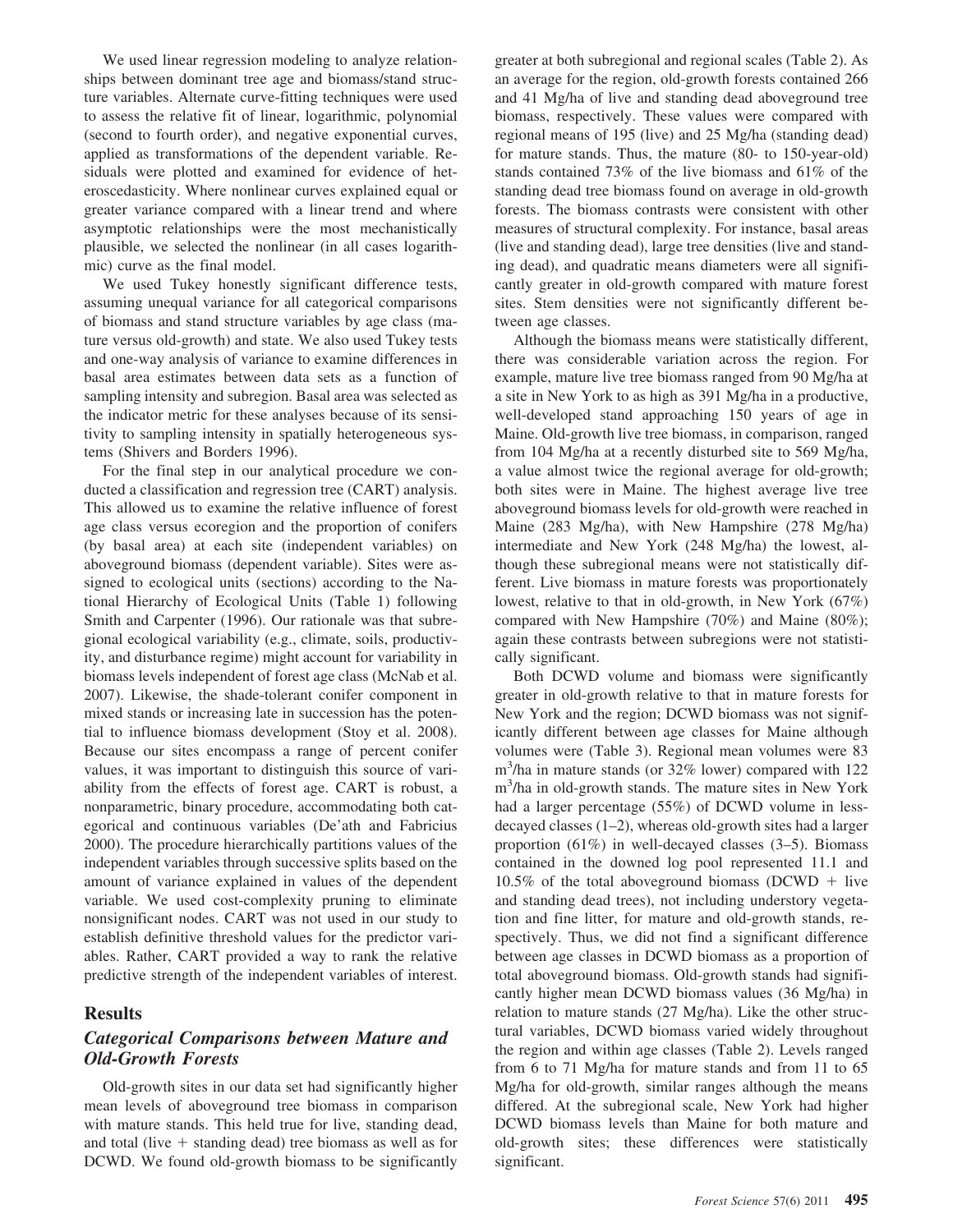We used linear regression modeling to analyze relationships between dominant tree age and biomass/stand structure variables. Alternate curve-fitting techniques were used to assess the relative fit of linear, logarithmic, polynomial (second to fourth order), and negative exponential curves, applied as transformations of the dependent variable. Residuals were plotted and examined for evidence of heteroscedasticity. Where nonlinear curves explained equal or greater variance compared with a linear trend and where asymptotic relationships were the most mechanistically plausible, we selected the nonlinear (in all cases logarithmic) curve as the final model.

We used Tukey honestly significant difference tests, assuming unequal variance for all categorical comparisons of biomass and stand structure variables by age class (mature versus old-growth) and state. We also used Tukey tests and one-way analysis of variance to examine differences in basal area estimates between data sets as a function of sampling intensity and subregion. Basal area was selected as the indicator metric for these analyses because of its sensitivity to sampling intensity in spatially heterogeneous systems (Shivers and Borders 1996).

For the final step in our analytical procedure we conducted a classification and regression tree (CART) analysis. This allowed us to examine the relative influence of forest age class versus ecoregion and the proportion of conifers (by basal area) at each site (independent variables) on aboveground biomass (dependent variable). Sites were assigned to ecological units (sections) according to the National Hierarchy of Ecological Units (Table 1) following Smith and Carpenter (1996). Our rationale was that subregional ecological variability (e.g., climate, soils, productivity, and disturbance regime) might account for variability in biomass levels independent of forest age class (McNab et al. 2007). Likewise, the shade-tolerant conifer component in mixed stands or increasing late in succession has the potential to influence biomass development (Stoy et al. 2008). Because our sites encompass a range of percent conifer values, it was important to distinguish this source of variability from the effects of forest age. CART is robust, a nonparametric, binary procedure, accommodating both categorical and continuous variables (De'ath and Fabricius 2000). The procedure hierarchically partitions values of the independent variables through successive splits based on the amount of variance explained in values of the dependent variable. We used cost-complexity pruning to eliminate nonsignificant nodes. CART was not used in our study to establish definitive threshold values for the predictor variables. Rather, CART provided a way to rank the relative predictive strength of the independent variables of interest.

## Results

### Categorical Comparisons between Mature and Old-Growth Forests

Old-growth sites in our data set had significantly higher mean levels of aboveground tree biomass in comparison with mature stands. This held true for live, standing dead, and total (live + standing dead) tree biomass as well as for DCWD. We found old-growth biomass to be significantly greater at both subregional and regional scales (Table 2). As an average for the region, old-growth forests contained 266 and 41 Mg/ha of live and standing dead aboveground tree biomass, respectively. These values were compared with regional means of 195 (live) and 25 Mg/ha (standing dead) for mature stands. Thus, the mature (80- to 150-year-old) stands contained 73% of the live biomass and 61% of the standing dead tree biomass found on average in old-growth forests. The biomass contrasts were consistent with other measures of structural complexity. For instance, basal areas (live and standing dead), large tree densities (live and standing dead), and quadratic means diameters were all significantly greater in old-growth compared with mature forest sites. Stem densities were not significantly different between age classes.

Although the biomass means were statistically different, there was considerable variation across the region. For example, mature live tree biomass ranged from 90 Mg/ha at a site in New York to as high as 391 Mg/ha in a productive, well-developed stand approaching 150 years of age in Maine. Old-growth live tree biomass, in comparison, ranged from 104 Mg/ha at a recently disturbed site to 569 Mg/ha, a value almost twice the regional average for old-growth; both sites were in Maine. The highest average live tree aboveground biomass levels for old-growth were reached in Maine (283 Mg/ha), with New Hampshire (278 Mg/ha) intermediate and New York (248 Mg/ha) the lowest, although these subregional means were not statistically different. Live biomass in mature forests was proportionately lowest, relative to that in old-growth, in New York (67%) compared with New Hampshire (70%) and Maine (80%); again these contrasts between subregions were not statistically significant.

Both DCWD volume and biomass were significantly greater in old-growth relative to that in mature forests for New York and the region; DCWD biomass was not significantly different between age classes for Maine although volumes were (Table 3). Regional mean volumes were 83 $m^3$/ha in mature stands (or 32% lower) compared with 122 $m^3$/ha in old-growth stands. The mature sites in New York had a larger percentage (55%) of DCWD volume in less-decayed classes (1–2), whereas old-growth sites had a larger proportion (61%) in well-decayed classes (3–5). Biomass contained in the downed log pool represented 11.1 and 10.5% of the total aboveground biomass (DCWD + live and standing dead trees), not including understory vegetation and fine litter, for mature and old-growth stands, respectively. Thus, we did not find a significant difference between age classes in DCWD biomass as a proportion of total aboveground biomass. Old-growth stands had significantly higher mean DCWD biomass values (36 Mg/ha) in relation to mature stands (27 Mg/ha). Like the other structural variables, DCWD biomass varied widely throughout the region and within age classes (Table 2). Levels ranged from 6 to 71 Mg/ha for mature stands and from 11 to 65 Mg/ha for old-growth, similar ranges although the means differed. At the subregional scale, New York had higher DCWD biomass levels than Maine for both mature and old-growth sites; these differences were statistically significant.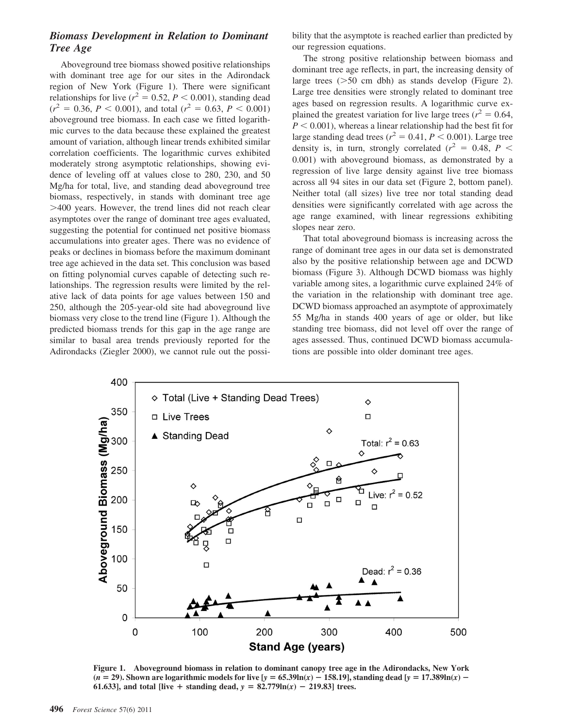### *Biomass Development in Relation to Dominant Tree Age*

Aboveground tree biomass showed positive relationships with dominant tree age for our sites in the Adirondack region of New York (Figure 1). There were significant relationships for live ($r^2 = 0.52$, $P < 0.001$), standing dead ($r^2 = 0.36$, $P < 0.001$), and total ($r^2 = 0.63$, $P < 0.001$) aboveground tree biomass. In each case we fitted logarithmic curves to the data because these explained the greatest amount of variation, although linear trends exhibited similar correlation coefficients. The logarithmic curves exhibited moderately strong asymptotic relationships, showing evidence of leveling off at values close to 280, 230, and 50 Mg/ha for total, live, and standing dead aboveground tree biomass, respectively, in stands with dominant tree age >400 years. However, the trend lines did not reach clear asymptotes over the range of dominant tree ages evaluated, suggesting the potential for continued net positive biomass accumulations into greater ages. There was no evidence of peaks or declines in biomass before the maximum dominant tree age achieved in the data set. This conclusion was based on fitting polynomial curves capable of detecting such relationships. The regression results were limited by the relative lack of data points for age values between 150 and 250, although the 205-year-old site had aboveground live biomass very close to the trend line (Figure 1). Although the predicted biomass trends for this gap in the age range are similar to basal area trends previously reported for the Adirondacks (Ziegler 2000), we cannot rule out the possibility that the asymptote is reached earlier than predicted by our regression equations.

The strong positive relationship between biomass and dominant tree age reflects, in part, the increasing density of large trees (>50 cm dbh) as stands develop (Figure 2). Large tree densities were strongly related to dominant tree ages based on regression results. A logarithmic curve explained the greatest variation for live large trees ($r^2 = 0.64$, $P < 0.001$), whereas a linear relationship had the best fit for large standing dead trees ($r^2 = 0.41$, $P < 0.001$). Large tree density is, in turn, strongly correlated ($r^2 = 0.48$, $P < 0.001$) with aboveground biomass, as demonstrated by a regression of live large density against live tree biomass across all 94 sites in our data set (Figure 2, bottom panel). Neither total (all sizes) live tree nor total standing dead densities were significantly correlated with age across the age range examined, with linear regressions exhibiting slopes near zero.

That total aboveground biomass is increasing across the range of dominant tree ages in our data set is demonstrated also by the positive relationship between age and DCWD biomass (Figure 3). Although DCWD biomass was highly variable among sites, a logarithmic curve explained 24% of the variation in the relationship with dominant tree age. DCWD biomass approached an asymptote of approximately 55 Mg/ha in stands 400 years of age or older, but like standing tree biomass, did not level off over the range of ages assessed. Thus, continued DCWD biomass accumulations are possible into older dominant tree ages.

**Figure 1. Aboveground biomass in relation to dominant canopy tree age in the Adirondacks, New York ($n = 29$). Shown are logarithmic models for live [$y = 65.39\ln(x) - 158.19$], standing dead [$y = 17.389\ln(x) - 61.633$], and total [live + standing dead, $y = 82.779\ln(x) - 219.83$] trees.**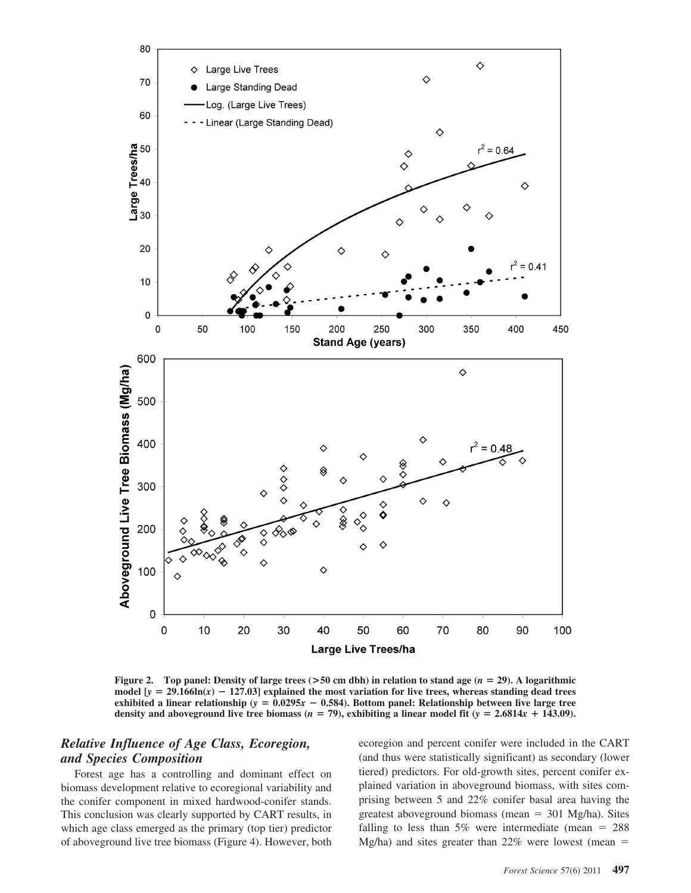Figure 2. Top panel: Density of large trees (>50 cm dbh) in relation to stand age ($n = 29$). A logarithmic model [$y = 29.166\ln(x) - 127.03$] explained the most variation for live trees, whereas standing dead trees exhibited a linear relationship ($y = 0.0295x - 0.584$). Bottom panel: Relationship between live large tree density and aboveground live tree biomass ($n = 79$), exhibiting a linear model fit ($y = 2.6814x + 143.09$).

## *Relative Influence of Age Class, Ecoregion, and Species Composition*

Forest age has a controlling and dominant effect on biomass development relative to ecoregional variability and the conifer component in mixed hardwood-conifer stands. This conclusion was clearly supported by CART results, in which age class emerged as the primary (top tier) predictor of aboveground live tree biomass (Figure 4). However, both ecoregion and percent conifer were included in the CART (and thus were statistically significant) as secondary (lower tiered) predictors. For old-growth sites, percent conifer explained variation in aboveground biomass, with sites comprising between 5 and 22% conifer basal area having the greatest aboveground biomass (mean = 301 Mg/ha). Sites falling to less than 5% were intermediate (mean = 288 Mg/ha) and sites greater than 22% were lowest (mean =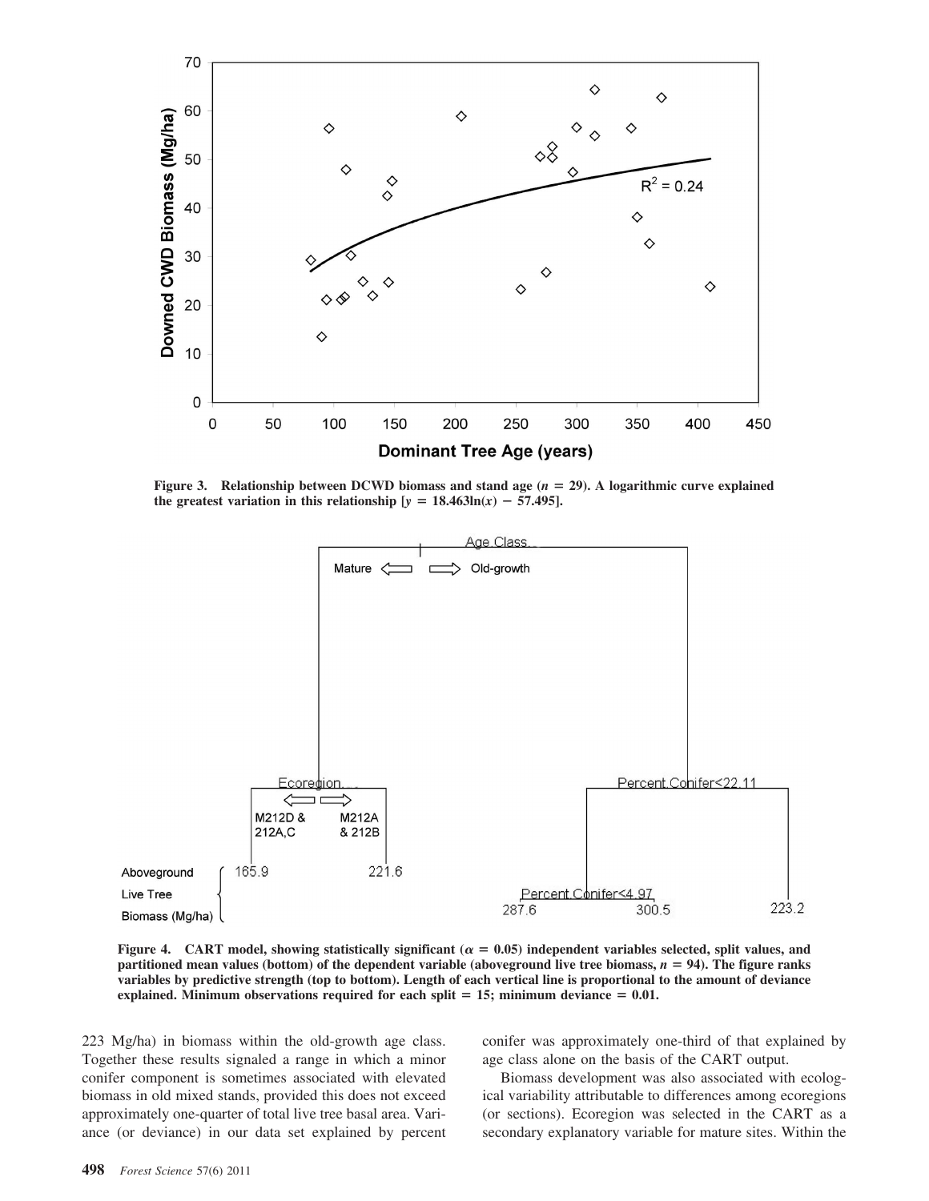Figure 3. Relationship between DCWD biomass and stand age ($n = 29$). A logarithmic curve explained the greatest variation in this relationship [$y = 18.463\ln(x) - 57.495$].

Figure 4. CART model, showing statistically significant ($\alpha = 0.05$) independent variables selected, split values, and partitioned mean values (bottom) of the dependent variable (aboveground live tree biomass, $n = 94$). The figure ranks variables by predictive strength (top to bottom). Length of each vertical line is proportional to the amount of deviance explained. Minimum observations required for each split = 15; minimum deviance = 0.01.

223 Mg/ha) in biomass within the old-growth age class. Together these results signaled a range in which a minor conifer component is sometimes associated with elevated biomass in old mixed stands, provided this does not exceed approximately one-quarter of total live tree basal area. Variance (or deviance) in our data set explained by percent conifer was approximately one-third of that explained by age class alone on the basis of the CART output.

Biomass development was also associated with ecological variability attributable to differences among ecoregions (or sections). Ecoregion was selected in the CART as a secondary explanatory variable for mature sites. Within the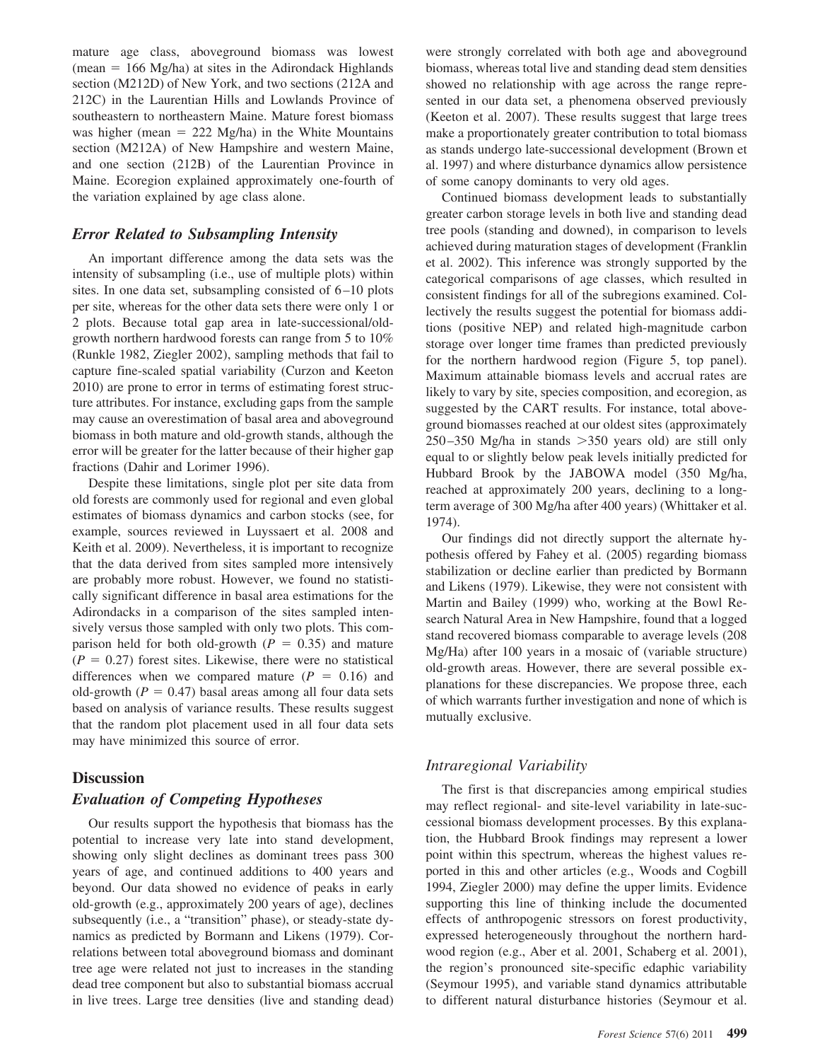mature age class, aboveground biomass was lowest (mean = 166 Mg/ha) at sites in the Adirondack Highlands section (M212D) of New York, and two sections (212A and 212C) in the Laurentian Hills and Lowlands Province of southeastern to northeastern Maine. Mature forest biomass was higher (mean = 222 Mg/ha) in the White Mountains section (M212A) of New Hampshire and western Maine, and one section (212B) of the Laurentian Province in Maine. Ecoregion explained approximately one-fourth of the variation explained by age class alone.

### *Error Related to Subsampling Intensity*

An important difference among the data sets was the intensity of subsampling (i.e., use of multiple plots) within sites. In one data set, subsampling consisted of 6–10 plots per site, whereas for the other data sets there were only 1 or 2 plots. Because total gap area in late-successional/old-growth northern hardwood forests can range from 5 to 10% (Runkle 1982, Ziegler 2002), sampling methods that fail to capture fine-scaled spatial variability (Curzon and Keeton 2010) are prone to error in terms of estimating forest structure attributes. For instance, excluding gaps from the sample may cause an overestimation of basal area and aboveground biomass in both mature and old-growth stands, although the error will be greater for the latter because of their higher gap fractions (Dahir and Lorimer 1996).

Despite these limitations, single plot per site data from old forests are commonly used for regional and even global estimates of biomass dynamics and carbon stocks (see, for example, sources reviewed in Luyssaert et al. 2008 and Keith et al. 2009). Nevertheless, it is important to recognize that the data derived from sites sampled more intensively are probably more robust. However, we found no statistically significant difference in basal area estimations for the Adirondacks in a comparison of the sites sampled intensively versus those sampled with only two plots. This comparison held for both old-growth ($P = 0.35$) and mature ($P = 0.27$) forest sites. Likewise, there were no statistical differences when we compared mature ($P = 0.16$) and old-growth ($P = 0.47$) basal areas among all four data sets based on analysis of variance results. These results suggest that the random plot placement used in all four data sets may have minimized this source of error.

## Discussion

### *Evaluation of Competing Hypotheses*

Our results support the hypothesis that biomass has the potential to increase very late into stand development, showing only slight declines as dominant trees pass 300 years of age, and continued additions to 400 years and beyond. Our data showed no evidence of peaks in early old-growth (e.g., approximately 200 years of age), declines subsequently (i.e., a "transition" phase), or steady-state dynamics as predicted by Bormann and Likens (1979). Correlations between total aboveground biomass and dominant tree age were related not just to increases in the standing dead tree component but also to substantial biomass accrual in live trees. Large tree densities (live and standing dead) were strongly correlated with both age and aboveground biomass, whereas total live and standing dead stem densities showed no relationship with age across the range represented in our data set, a phenomena observed previously (Keeton et al. 2007). These results suggest that large trees make a proportionately greater contribution to total biomass as stands undergo late-successional development (Brown et al. 1997) and where disturbance dynamics allow persistence of some canopy dominants to very old ages.

Continued biomass development leads to substantially greater carbon storage levels in both live and standing dead tree pools (standing and downed), in comparison to levels achieved during maturation stages of development (Franklin et al. 2002). This inference was strongly supported by the categorical comparisons of age classes, which resulted in consistent findings for all of the subregions examined. Collectively the results suggest the potential for biomass additions (positive NEP) and related high-magnitude carbon storage over longer time frames than predicted previously for the northern hardwood region (Figure 5, top panel). Maximum attainable biomass levels and accrual rates are likely to vary by site, species composition, and ecoregion, as suggested by the CART results. For instance, total aboveground biomasses reached at our oldest sites (approximately 250–350 Mg/ha in stands >350 years old) are still only equal to or slightly below peak levels initially predicted for Hubbard Brook by the JABOWA model (350 Mg/ha, reached at approximately 200 years, declining to a long-term average of 300 Mg/ha after 400 years) (Whittaker et al. 1974).

Our findings did not directly support the alternate hypothesis offered by Fahey et al. (2005) regarding biomass stabilization or decline earlier than predicted by Bormann and Likens (1979). Likewise, they were not consistent with Martin and Bailey (1999) who, working at the Bowl Research Natural Area in New Hampshire, found that a logged stand recovered biomass comparable to average levels (208 Mg/Ha) after 100 years in a mosaic of (variable structure) old-growth areas. However, there are several possible explanations for these discrepancies. We propose three, each of which warrants further investigation and none of which is mutually exclusive.

### *Intraregional Variability*

The first is that discrepancies among empirical studies may reflect regional- and site-level variability in late-successional biomass development processes. By this explanation, the Hubbard Brook findings may represent a lower point within this spectrum, whereas the highest values reported in this and other articles (e.g., Woods and Cogbill 1994, Ziegler 2000) may define the upper limits. Evidence supporting this line of thinking include the documented effects of anthropogenic stressors on forest productivity, expressed heterogeneously throughout the northern hardwood region (e.g., Aber et al. 2001, Schaberg et al. 2001), the region's pronounced site-specific edaphic variability (Seymour 1995), and variable stand dynamics attributable to different natural disturbance histories (Seymour et al.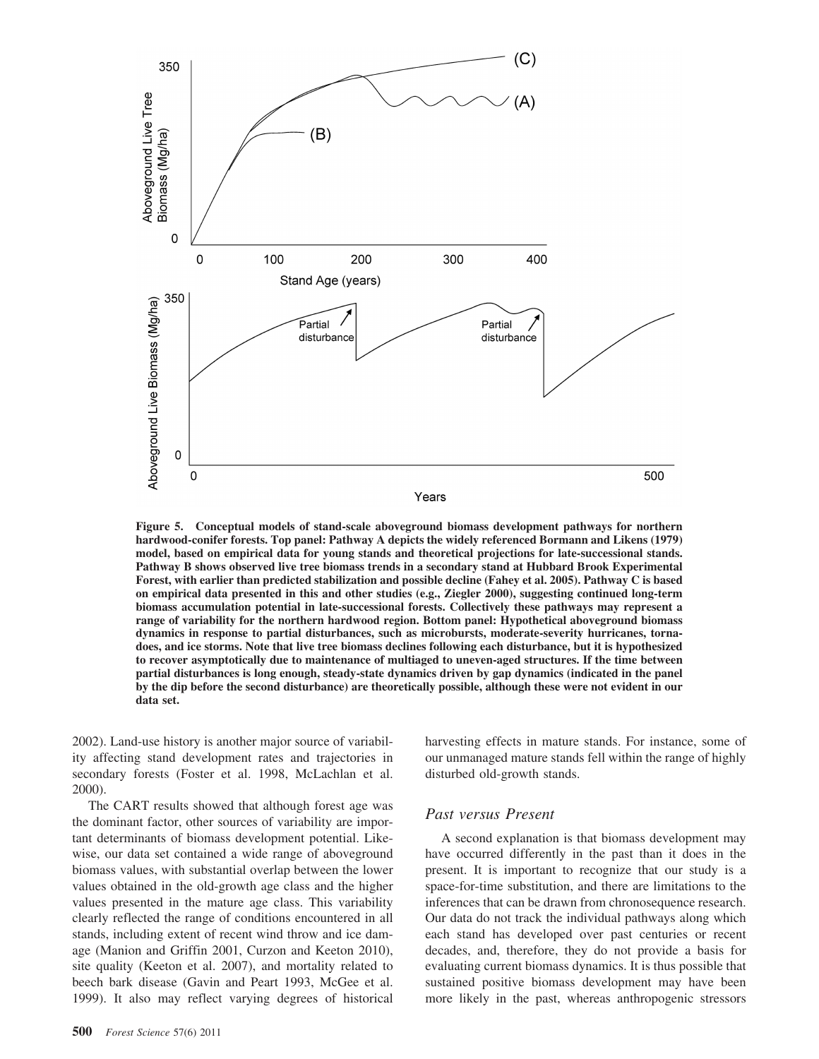**Figure 5. Conceptual models of stand-scale aboveground biomass development pathways for northern hardwood-conifer forests. Top panel: Pathway A depicts the widely referenced Bormann and Likens (1979) model, based on empirical data for young stands and theoretical projections for late-successional stands. Pathway B shows observed live tree biomass trends in a secondary stand at Hubbard Brook Experimental Forest, with earlier than predicted stabilization and possible decline (Fahey et al. 2005). Pathway C is based on empirical data presented in this and other studies (e.g., Ziegler 2000), suggesting continued long-term biomass accumulation potential in late-successional forests. Collectively these pathways may represent a range of variability for the northern hardwood region. Bottom panel: Hypothetical aboveground biomass dynamics in response to partial disturbances, such as microbursts, moderate-severity hurricanes, tornadoes, and ice storms. Note that live tree biomass declines following each disturbance, but it is hypothesized to recover asymptotically due to maintenance of multiaged to uneven-aged structures. If the time between partial disturbances is long enough, steady-state dynamics driven by gap dynamics (indicated in the panel by the dip before the second disturbance) are theoretically possible, although these were not evident in our data set.**

2002). Land-use history is another major source of variability affecting stand development rates and trajectories in secondary forests (Foster et al. 1998, McLachlan et al. 2000).

The CART results showed that although forest age was the dominant factor, other sources of variability are important determinants of biomass development potential. Likewise, our data set contained a wide range of aboveground biomass values, with substantial overlap between the lower values obtained in the old-growth age class and the higher values presented in the mature age class. This variability clearly reflected the range of conditions encountered in all stands, including extent of recent wind throw and ice damage (Manion and Griffin 2001, Curzon and Keeton 2010), site quality (Keeton et al. 2007), and mortality related to beech bark disease (Gavin and Peart 1993, McGee et al. 1999). It also may reflect varying degrees of historical harvesting effects in mature stands. For instance, some of our unmanaged mature stands fell within the range of highly disturbed old-growth stands.

### *Past versus Present*

A second explanation is that biomass development may have occurred differently in the past than it does in the present. It is important to recognize that our study is a space-for-time substitution, and there are limitations to the inferences that can be drawn from chronosequence research. Our data do not track the individual pathways along which each stand has developed over past centuries or recent decades, and, therefore, they do not provide a basis for evaluating current biomass dynamics. It is thus possible that sustained positive biomass development may have been more likely in the past, whereas anthropogenic stressors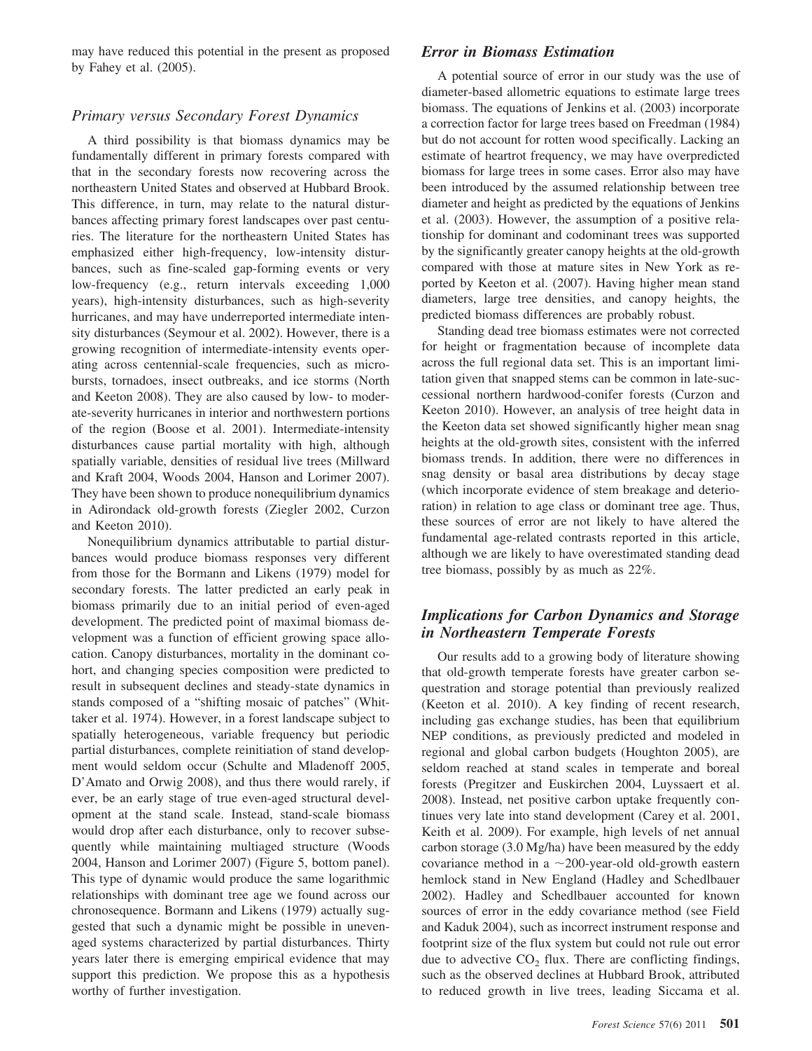may have reduced this potential in the present as proposed by Fahey et al. (2005).

### Primary versus Secondary Forest Dynamics

A third possibility is that biomass dynamics may be fundamentally different in primary forests compared with that in the secondary forests now recovering across the northeastern United States and observed at Hubbard Brook. This difference, in turn, may relate to the natural disturbances affecting primary forest landscapes over past centuries. The literature for the northeastern United States has emphasized either high-frequency, low-intensity disturbances, such as fine-scaled gap-forming events or very low-frequency (e.g., return intervals exceeding 1,000 years), high-intensity disturbances, such as high-severity hurricanes, and may have underreported intermediate intensity disturbances (Seymour et al. 2002). However, there is a growing recognition of intermediate-intensity events operating across centennial-scale frequencies, such as microbursts, tornadoes, insect outbreaks, and ice storms (North and Keeton 2008). They are also caused by low- to moderate-severity hurricanes in interior and northwestern portions of the region (Boose et al. 2001). Intermediate-intensity disturbances cause partial mortality with high, although spatially variable, densities of residual live trees (Millward and Kraft 2004, Woods 2004, Hanson and Lorimer 2007). They have been shown to produce nonequilibrium dynamics in Adirondack old-growth forests (Ziegler 2002, Curzon and Keeton 2010).

Nonequilibrium dynamics attributable to partial disturbances would produce biomass responses very different from those for the Bormann and Likens (1979) model for secondary forests. The latter predicted an early peak in biomass primarily due to an initial period of even-aged development. The predicted point of maximal biomass development was a function of efficient growing space allocation. Canopy disturbances, mortality in the dominant cohort, and changing species composition were predicted to result in subsequent declines and steady-state dynamics in stands composed of a "shifting mosaic of patches" (Whittaker et al. 1974). However, in a forest landscape subject to spatially heterogeneous, variable frequency but periodic partial disturbances, complete reinitiation of stand development would seldom occur (Schulte and Mladenoff 2005, D'Amato and Orwig 2008), and thus there would rarely, if ever, be an early stage of true even-aged structural development at the stand scale. Instead, stand-scale biomass would drop after each disturbance, only to recover subsequently while maintaining multiaged structure (Woods 2004, Hanson and Lorimer 2007) (Figure 5, bottom panel). This type of dynamic would produce the same logarithmic relationships with dominant tree age we found across our chronosequence. Bormann and Likens (1979) actually suggested that such a dynamic might be possible in uneven-aged systems characterized by partial disturbances. Thirty years later there is emerging empirical evidence that may support this prediction. We propose this as a hypothesis worthy of further investigation.

### Error in Biomass Estimation

A potential source of error in our study was the use of diameter-based allometric equations to estimate large trees biomass. The equations of Jenkins et al. (2003) incorporate a correction factor for large trees based on Freedman (1984) but do not account for rotten wood specifically. Lacking an estimate of heartrot frequency, we may have overpredicted biomass for large trees in some cases. Error also may have been introduced by the assumed relationship between tree diameter and height as predicted by the equations of Jenkins et al. (2003). However, the assumption of a positive relationship for dominant and codominant trees was supported by the significantly greater canopy heights at the old-growth compared with those at mature sites in New York as reported by Keeton et al. (2007). Having higher mean stand diameters, large tree densities, and canopy heights, the predicted biomass differences are probably robust.

Standing dead tree biomass estimates were not corrected for height or fragmentation because of incomplete data across the full regional data set. This is an important limitation given that snapped stems can be common in late-successional northern hardwood-conifer forests (Curzon and Keeton 2010). However, an analysis of tree height data in the Keeton data set showed significantly higher mean snag heights at the old-growth sites, consistent with the inferred biomass trends. In addition, there were no differences in snag density or basal area distributions by decay stage (which incorporate evidence of stem breakage and deterioration) in relation to age class or dominant tree age. Thus, these sources of error are not likely to have altered the fundamental age-related contrasts reported in this article, although we are likely to have overestimated standing dead tree biomass, possibly by as much as 22%.

### Implications for Carbon Dynamics and Storage in Northeastern Temperate Forests

Our results add to a growing body of literature showing that old-growth temperate forests have greater carbon sequestration and storage potential than previously realized (Keeton et al. 2010). A key finding of recent research, including gas exchange studies, has been that equilibrium NEP conditions, as previously predicted and modeled in regional and global carbon budgets (Houghton 2005), are seldom reached at stand scales in temperate and boreal forests (Pregitzer and Euskirchen 2004, Luyssaert et al. 2008). Instead, net positive carbon uptake frequently continues very late into stand development (Carey et al. 2001, Keith et al. 2009). For example, high levels of net annual carbon storage (3.0 Mg/ha) have been measured by the eddy covariance method in a ~200-year-old old-growth eastern hemlock stand in New England (Hadley and Schedlbauer 2002). Hadley and Schedlbauer accounted for known sources of error in the eddy covariance method (see Field and Kaduk 2004), such as incorrect instrument response and footprint size of the flux system but could not rule out error due to advective $CO_2$ flux. There are conflicting findings, such as the observed declines at Hubbard Brook, attributed to reduced growth in live trees, leading Siccama et al.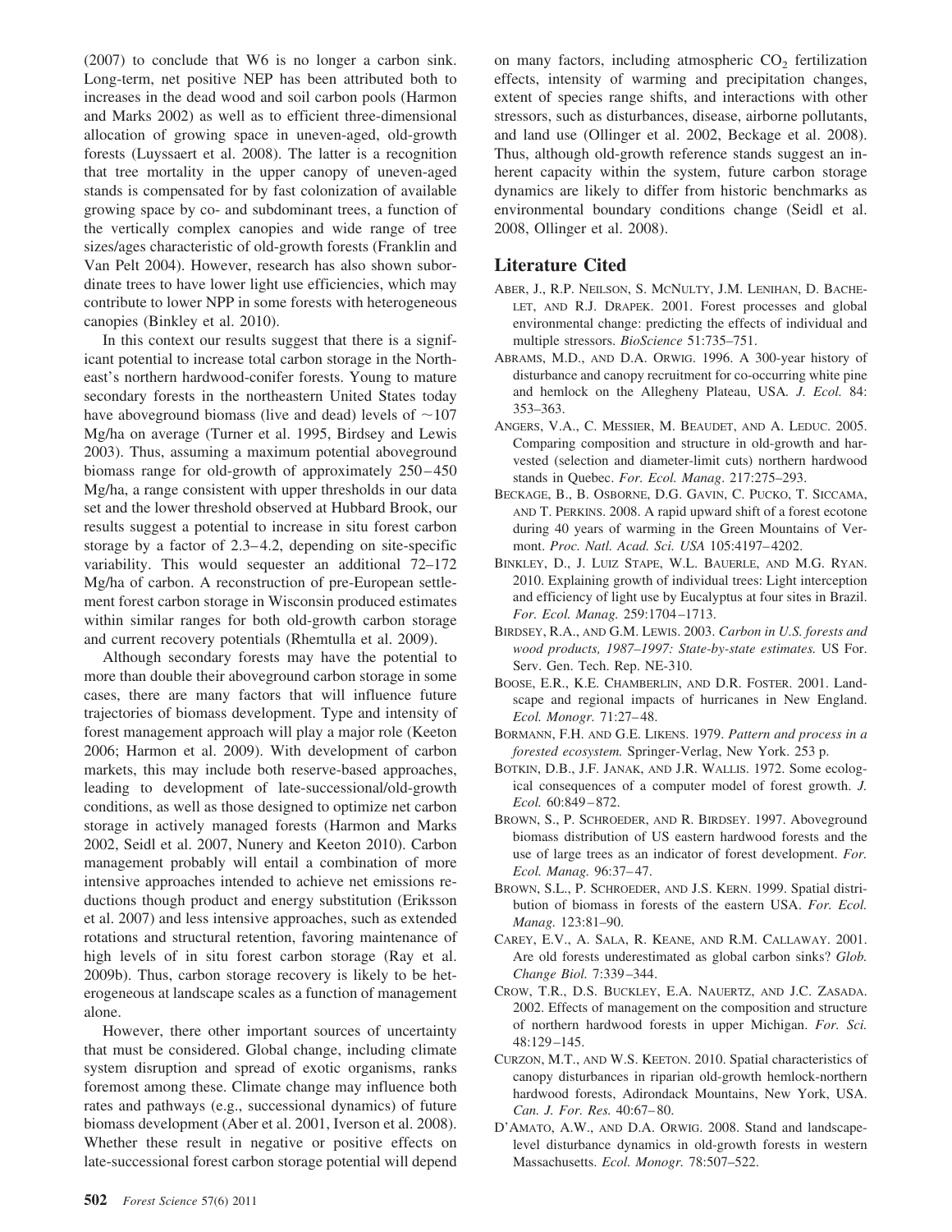(2007) to conclude that W6 is no longer a carbon sink. Long-term, net positive NEP has been attributed both to increases in the dead wood and soil carbon pools (Harmon and Marks 2002) as well as to efficient three-dimensional allocation of growing space in uneven-aged, old-growth forests (Luyssaert et al. 2008). The latter is a recognition that tree mortality in the upper canopy of uneven-aged stands is compensated for by fast colonization of available growing space by co- and subdominant trees, a function of the vertically complex canopies and wide range of tree sizes/ages characteristic of old-growth forests (Franklin and Van Pelt 2004). However, research has also shown subordinate trees to have lower light use efficiencies, which may contribute to lower NPP in some forests with heterogeneous canopies (Binkley et al. 2010).

In this context our results suggest that there is a significant potential to increase total carbon storage in the Northeast's northern hardwood-conifer forests. Young to mature secondary forests in the northeastern United States today have aboveground biomass (live and dead) levels of ~107 Mg/ha on average (Turner et al. 1995, Birdsey and Lewis 2003). Thus, assuming a maximum potential aboveground biomass range for old-growth of approximately 250–450 Mg/ha, a range consistent with upper thresholds in our data set and the lower threshold observed at Hubbard Brook, our results suggest a potential to increase in situ forest carbon storage by a factor of 2.3–4.2, depending on site-specific variability. This would sequester an additional 72–172 Mg/ha of carbon. A reconstruction of pre-European settlement forest carbon storage in Wisconsin produced estimates within similar ranges for both old-growth carbon storage and current recovery potentials (Rhemtulla et al. 2009).

Although secondary forests may have the potential to more than double their aboveground carbon storage in some cases, there are many factors that will influence future trajectories of biomass development. Type and intensity of forest management approach will play a major role (Keeton 2006; Harmon et al. 2009). With development of carbon markets, this may include both reserve-based approaches, leading to development of late-successional/old-growth conditions, as well as those designed to optimize net carbon storage in actively managed forests (Harmon and Marks 2002, Seidl et al. 2007, Nunery and Keeton 2010). Carbon management probably will entail a combination of more intensive approaches intended to achieve net emissions reductions though product and energy substitution (Eriksson et al. 2007) and less intensive approaches, such as extended rotations and structural retention, favoring maintenance of high levels of in situ forest carbon storage (Ray et al. 2009b). Thus, carbon storage recovery is likely to be heterogeneous at landscape scales as a function of management alone.

However, there other important sources of uncertainty that must be considered. Global change, including climate system disruption and spread of exotic organisms, ranks foremost among these. Climate change may influence both rates and pathways (e.g., successional dynamics) of future biomass development (Aber et al. 2001, Iverson et al. 2008). Whether these result in negative or positive effects on late-successional forest carbon storage potential will depend on many factors, including atmospheric $CO_2$ fertilization effects, intensity of warming and precipitation changes, extent of species range shifts, and interactions with other stressors, such as disturbances, disease, airborne pollutants, and land use (Ollinger et al. 2002, Beckage et al. 2008). Thus, although old-growth reference stands suggest an inherent capacity within the system, future carbon storage dynamics are likely to differ from historic benchmarks as environmental boundary conditions change (Seidl et al. 2008, Ollinger et al. 2008).

## Literature Cited

Aber, J., R.P. Neilson, S. McNulty, J.M. Lenihan, D. Bachelet, and R.J. Drapek. 2001. Forest processes and global environmental change: predicting the effects of individual and multiple stressors. *BioScience* 51:735–751.

Abrams, M.D., and D.A. Orwig. 1996. A 300-year history of disturbance and canopy recruitment for co-occurring white pine and hemlock on the Allegheny Plateau, USA. *J. Ecol.* 84: 353–363.

Angers, V.A., C. Messier, M. Beaudet, and A. Leduc. 2005. Comparing composition and structure in old-growth and harvested (selection and diameter-limit cuts) northern hardwood stands in Quebec. *For. Ecol. Manag*. 217:275–293.

Beckage, B., B. Osborne, D.G. Gavin, C. Pucko, T. Siccama, and T. Perkins. 2008. A rapid upward shift of a forest ecotone during 40 years of warming in the Green Mountains of Vermont. *Proc. Natl. Acad. Sci. USA* 105:4197–4202.

Binkley, D., J. Luiz Stape, W.L. Bauerle, and M.G. Ryan. 2010. Explaining growth of individual trees: Light interception and efficiency of light use by Eucalyptus at four sites in Brazil. *For. Ecol. Manag.* 259:1704–1713.

Birdsey, R.A., and G.M. Lewis. 2003. *Carbon in U.S. forests and wood products, 1987–1997: State-by-state estimates.* US For. Serv. Gen. Tech. Rep. NE-310.

Boose, E.R., K.E. Chamberlin, and D.R. Foster. 2001. Landscape and regional impacts of hurricanes in New England. *Ecol. Monogr.* 71:27–48.

Bormann, F.H. and G.E. Likens. 1979. *Pattern and process in a forested ecosystem.* Springer-Verlag, New York. 253 p.

Botkin, D.B., J.F. Janak, and J.R. Wallis. 1972. Some ecological consequences of a computer model of forest growth. *J. Ecol.* 60:849–872.

Brown, S., P. Schroeder, and R. Birdsey. 1997. Aboveground biomass distribution of US eastern hardwood forests and the use of large trees as an indicator of forest development. *For. Ecol. Manag.* 96:37–47.

Brown, S.L., P. Schroeder, and J.S. Kern. 1999. Spatial distribution of biomass in forests of the eastern USA. *For. Ecol. Manag.* 123:81–90.

Carey, E.V., A. Sala, R. Keane, and R.M. Callaway. 2001. Are old forests underestimated as global carbon sinks? *Glob. Change Biol.* 7:339–344.

Crow, T.R., D.S. Buckley, E.A. Nauertz, and J.C. Zasada. 2002. Effects of management on the composition and structure of northern hardwood forests in upper Michigan. *For. Sci.* 48:129–145.

Curzon, M.T., and W.S. Keeton. 2010. Spatial characteristics of canopy disturbances in riparian old-growth hemlock-northern hardwood forests, Adirondack Mountains, New York, USA. *Can. J. For. Res.* 40:67–80.

D'Amato, A.W., and D.A. Orwig. 2008. Stand and landscape-level disturbance dynamics in old-growth forests in western Massachusetts. *Ecol. Monogr.* 78:507–522.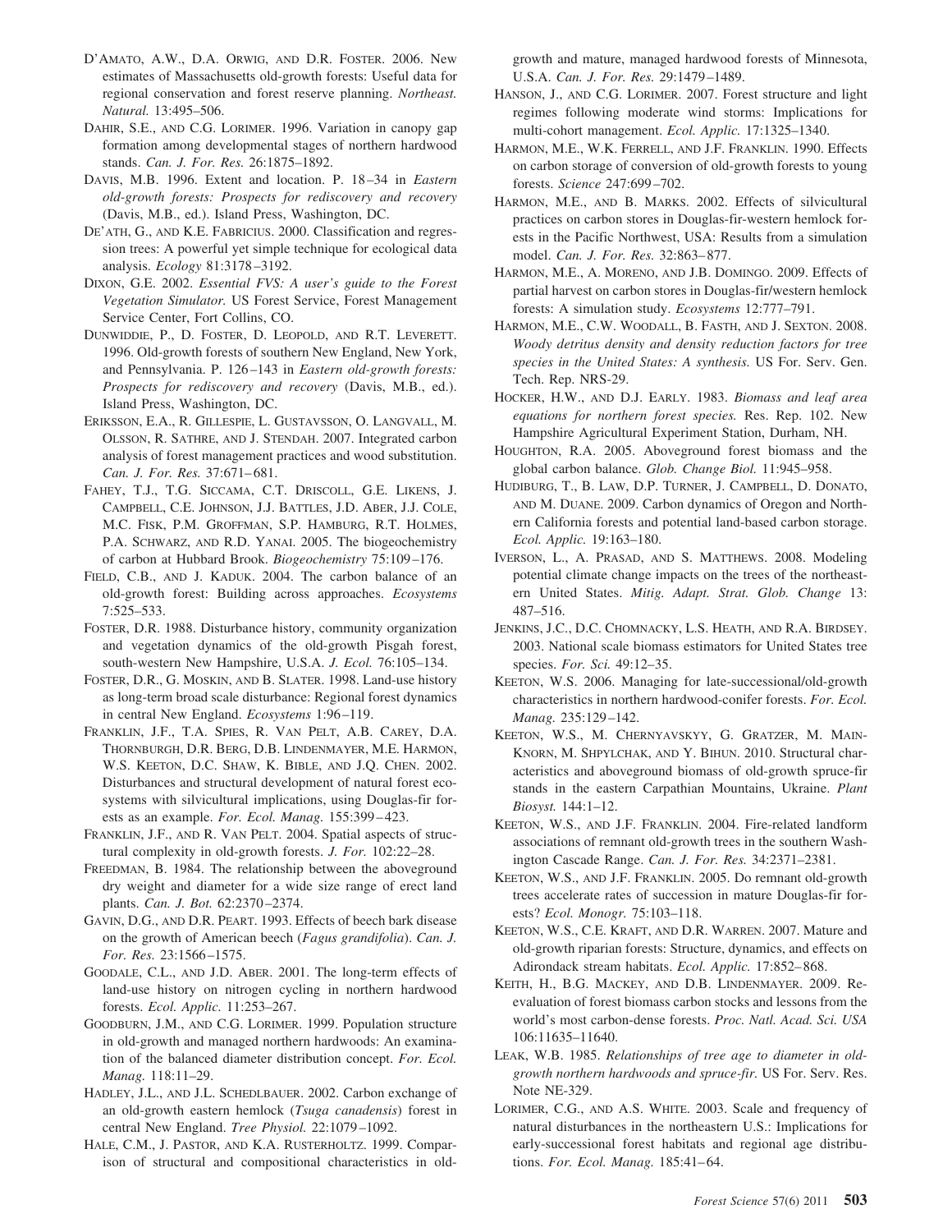D'AMATO, A.W., D.A. ORWIG, AND D.R. FOSTER. 2006. New estimates of Massachusetts old-growth forests: Useful data for regional conservation and forest reserve planning. *Northeast. Natural.* 13:495–506.

DAHIR, S.E., AND C.G. LORIMER. 1996. Variation in canopy gap formation among developmental stages of northern hardwood stands. *Can. J. For. Res.* 26:1875–1892.

DAVIS, M.B. 1996. Extent and location. P. 18–34 in *Eastern old-growth forests: Prospects for rediscovery and recovery* (Davis, M.B., ed.). Island Press, Washington, DC.

DE'ATH, G., AND K.E. FABRICIUS. 2000. Classification and regression trees: A powerful yet simple technique for ecological data analysis. *Ecology* 81:3178–3192.

DIXON, G.E. 2002. *Essential FVS: A user's guide to the Forest Vegetation Simulator.* US Forest Service, Forest Management Service Center, Fort Collins, CO.

DUNWIDDIE, P., D. FOSTER, D. LEOPOLD, AND R.T. LEVERETT. 1996. Old-growth forests of southern New England, New York, and Pennsylvania. P. 126–143 in *Eastern old-growth forests: Prospects for rediscovery and recovery* (Davis, M.B., ed.). Island Press, Washington, DC.

ERIKSSON, E.A., R. GILLESPIE, L. GUSTAVSSON, O. LANGVALL, M. OLSSON, R. SATHRE, AND J. STENDAH. 2007. Integrated carbon analysis of forest management practices and wood substitution. *Can. J. For. Res.* 37:671–681.

FAHEY, T.J., T.G. SICCAMA, C.T. DRISCOLL, G.E. LIKENS, J. CAMPBELL, C.E. JOHNSON, J.J. BATTLES, J.D. ABER, J.J. COLE, M.C. FISK, P.M. GROFFMAN, S.P. HAMBURG, R.T. HOLMES, P.A. SCHWARZ, AND R.D. YANAI. 2005. The biogeochemistry of carbon at Hubbard Brook. *Biogeochemistry* 75:109–176.

FIELD, C.B., AND J. KADUK. 2004. The carbon balance of an old-growth forest: Building across approaches. *Ecosystems* 7:525–533.

FOSTER, D.R. 1988. Disturbance history, community organization and vegetation dynamics of the old-growth Pisgah forest, south-western New Hampshire, U.S.A. *J. Ecol.* 76:105–134.

FOSTER, D.R., G. MOSKIN, AND B. SLATER. 1998. Land-use history as long-term broad scale disturbance: Regional forest dynamics in central New England. *Ecosystems* 1:96–119.

FRANKLIN, J.F., T.A. SPIES, R. VAN PELT, A.B. CAREY, D.A. THORNBURGH, D.R. BERG, D.B. LINDENMAYER, M.E. HARMON, W.S. KEETON, D.C. SHAW, K. BIBLE, AND J.Q. CHEN. 2002. Disturbances and structural development of natural forest ecosystems with silvicultural implications, using Douglas-fir forests as an example. *For. Ecol. Manag.* 155:399–423.

FRANKLIN, J.F., AND R. VAN PELT. 2004. Spatial aspects of structural complexity in old-growth forests. *J. For.* 102:22–28.

FREEDMAN, B. 1984. The relationship between the aboveground dry weight and diameter for a wide size range of erect land plants. *Can. J. Bot.* 62:2370–2374.

GAVIN, D.G., AND D.R. PEART. 1993. Effects of beech bark disease on the growth of American beech (*Fagus grandifolia*). *Can. J. For. Res.* 23:1566–1575.

GOODALE, C.L., AND J.D. ABER. 2001. The long-term effects of land-use history on nitrogen cycling in northern hardwood forests. *Ecol. Applic.* 11:253–267.

GOODBURN, J.M., AND C.G. LORIMER. 1999. Population structure in old-growth and managed northern hardwoods: An examination of the balanced diameter distribution concept. *For. Ecol. Manag.* 118:11–29.

HADLEY, J.L., AND J.L. SCHEDLBAUER. 2002. Carbon exchange of an old-growth eastern hemlock (*Tsuga canadensis*) forest in central New England. *Tree Physiol.* 22:1079–1092.

HALE, C.M., J. PASTOR, AND K.A. RUSTERHOLTZ. 1999. Comparison of structural and compositional characteristics in old-growth and mature, managed hardwood forests of Minnesota, U.S.A. *Can. J. For. Res.* 29:1479–1489.

HANSON, J., AND C.G. LORIMER. 2007. Forest structure and light regimes following moderate wind storms: Implications for multi-cohort management. *Ecol. Applic.* 17:1325–1340.

HARMON, M.E., W.K. FERRELL, AND J.F. FRANKLIN. 1990. Effects on carbon storage of conversion of old-growth forests to young forests. *Science* 247:699–702.

HARMON, M.E., AND B. MARKS. 2002. Effects of silvicultural practices on carbon stores in Douglas-fir-western hemlock forests in the Pacific Northwest, USA: Results from a simulation model. *Can. J. For. Res.* 32:863–877.

HARMON, M.E., A. MORENO, AND J.B. DOMINGO. 2009. Effects of partial harvest on carbon stores in Douglas-fir/western hemlock forests: A simulation study. *Ecosystems* 12:777–791.

HARMON, M.E., C.W. WOODALL, B. FASTH, AND J. SEXTON. 2008. *Woody detritus density and density reduction factors for tree species in the United States: A synthesis.* US For. Serv. Gen. Tech. Rep. NRS-29.

HOCKER, H.W., AND D.J. EARLY. 1983. *Biomass and leaf area equations for northern forest species.* Res. Rep. 102. New Hampshire Agricultural Experiment Station, Durham, NH.

HOUGHTON, R.A. 2005. Aboveground forest biomass and the global carbon balance. *Glob. Change Biol.* 11:945–958.

HUDIBURG, T., B. LAW, D.P. TURNER, J. CAMPBELL, D. DONATO, AND M. DUANE. 2009. Carbon dynamics of Oregon and Northern California forests and potential land-based carbon storage. *Ecol. Applic.* 19:163–180.

IVERSON, L., A. PRASAD, AND S. MATTHEWS. 2008. Modeling potential climate change impacts on the trees of the northeastern United States. *Mitig. Adapt. Strat. Glob. Change* 13: 487–516.

JENKINS, J.C., D.C. CHOMNACKY, L.S. HEATH, AND R.A. BIRDSEY. 2003. National scale biomass estimators for United States tree species. *For. Sci.* 49:12–35.

KEETON, W.S. 2006. Managing for late-successional/old-growth characteristics in northern hardwood-conifer forests. *For. Ecol. Manag.* 235:129–142.

KEETON, W.S., M. CHERNYAVSKYY, G. GRATZER, M. MAIN-KNORN, M. SHPYLCHAK, AND Y. BIHUN. 2010. Structural characteristics and aboveground biomass of old-growth spruce-fir stands in the eastern Carpathian Mountains, Ukraine. *Plant Biosyst.* 144:1–12.

KEETON, W.S., AND J.F. FRANKLIN. 2004. Fire-related landform associations of remnant old-growth trees in the southern Washington Cascade Range. *Can. J. For. Res.* 34:2371–2381.

KEETON, W.S., AND J.F. FRANKLIN. 2005. Do remnant old-growth trees accelerate rates of succession in mature Douglas-fir forests? *Ecol. Monogr.* 75:103–118.

KEETON, W.S., C.E. KRAFT, AND D.R. WARREN. 2007. Mature and old-growth riparian forests: Structure, dynamics, and effects on Adirondack stream habitats. *Ecol. Applic.* 17:852–868.

KEITH, H., B.G. MACKEY, AND D.B. LINDENMAYER. 2009. Re-evaluation of forest biomass carbon stocks and lessons from the world's most carbon-dense forests. *Proc. Natl. Acad. Sci. USA* 106:11635–11640.

LEAK, W.B. 1985. *Relationships of tree age to diameter in old-growth northern hardwoods and spruce-fir.* US For. Serv. Res. Note NE-329.

LORIMER, C.G., AND A.S. WHITE. 2003. Scale and frequency of natural disturbances in the northeastern U.S.: Implications for early-successional forest habitats and regional age distributions. *For. Ecol. Manag.* 185:41–64.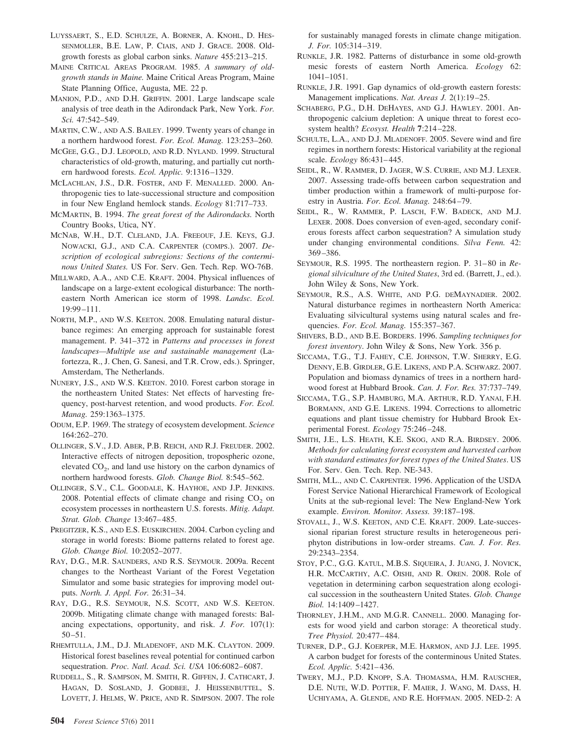Luyssaert, S., E.D. Schulze, A. Borner, A. Knohl, D. Hessenmoller, B.E. Law, P. Ciais, and J. Grace. 2008. Old-growth forests as global carbon sinks. *Nature* 455:213–215.

Maine Critical Areas Program. 1985. *A summary of old-growth stands in Maine.* Maine Critical Areas Program, Maine State Planning Office, Augusta, ME. 22 p.

Manion, P.D., and D.H. Griffin. 2001. Large landscape scale analysis of tree death in the Adirondack Park, New York. *For. Sci.* 47:542–549.

Martin, C.W., and A.S. Bailey. 1999. Twenty years of change in a northern hardwood forest. *For. Ecol. Manag.* 123:253–260.

McGee, G.G., D.J. Leopold, and R.D. Nyland. 1999. Structural characteristics of old-growth, maturing, and partially cut northern hardwood forests. *Ecol. Applic.* 9:1316–1329.

McLachlan, J.S., D.R. Foster, and F. Menalled. 2000. Anthropogenic ties to late-successional structure and composition in four New England hemlock stands. *Ecology* 81:717–733.

McMartin, B. 1994. *The great forest of the Adirondacks.* North Country Books, Utica, NY.

McNab, W.H., D.T. Cleland, J.A. Freeouf, J.E. Keys, G.J. Nowacki, G.J., and C.A. Carpenter (comps.). 2007. *Description of ecological subregions: Sections of the conterminous United States.* US For. Serv. Gen. Tech. Rep. WO-76B.

Millward, A.A., and C.E. Kraft. 2004. Physical influences of landscape on a large-extent ecological disturbance: The northeastern North American ice storm of 1998. *Landsc. Ecol.* 19:99–111.

North, M.P., and W.S. Keeton. 2008. Emulating natural disturbance regimes: An emerging approach for sustainable forest management. P. 341–372 in *Patterns and processes in forest landscapes—Multiple use and sustainable management* (Lafortezza, R., J. Chen, G. Sanesi, and T.R. Crow, eds.). Springer, Amsterdam, The Netherlands.

Nunery, J.S., and W.S. Keeton. 2010. Forest carbon storage in the northeastern United States: Net effects of harvesting frequency, post-harvest retention, and wood products. *For. Ecol. Manag.* 259:1363–1375.

Odum, E.P. 1969. The strategy of ecosystem development. *Science* 164:262–270.

Ollinger, S.V., J.D. Aber, P.B. Reich, and R.J. Freuder. 2002. Interactive effects of nitrogen deposition, tropospheric ozone, elevated $CO_2$, and land use history on the carbon dynamics of northern hardwood forests. *Glob. Change Biol.* 8:545–562.

Ollinger, S.V., C.L. Goodale, K. Hayhoe, and J.P. Jenkins. 2008. Potential effects of climate change and rising $CO_2$ on ecosystem processes in northeastern U.S. forests. *Mitig. Adapt. Strat. Glob. Change* 13:467–485.

Pregitzer, K.S., and E.S. Euskirchen. 2004. Carbon cycling and storage in world forests: Biome patterns related to forest age. *Glob. Change Biol.* 10:2052–2077.

Ray, D.G., M.R. Saunders, and R.S. Seymour. 2009a. Recent changes to the Northeast Variant of the Forest Vegetation Simulator and some basic strategies for improving model outputs. *North. J. Appl. For.* 26:31–34.

Ray, D.G., R.S. Seymour, N.S. Scott, and W.S. Keeton. 2009b. Mitigating climate change with managed forests: Balancing expectations, opportunity, and risk. *J. For.* 107(1): 50–51.

Rhemtulla, J.M., D.J. Mladenoff, and M.K. Clayton. 2009. Historical forest baselines reveal potential for continued carbon sequestration. *Proc. Natl. Acad. Sci. USA* 106:6082–6087.

Ruddell, S., R. Sampson, M. Smith, R. Giffen, J. Cathcart, J. Hagan, D. Sosland, J. Godbee, J. Heissenbuttel, S. Lovett, J. Helms, W. Price, and R. Simpson. 2007. The role for sustainably managed forests in climate change mitigation. *J. For.* 105:314–319.

Runkle, J.R. 1982. Patterns of disturbance in some old-growth mesic forests of eastern North America. *Ecology* 62: 1041–1051.

Runkle, J.R. 1991. Gap dynamics of old-growth eastern forests: Management implications. *Nat. Areas J.* 2(1):19–25.

Schaberg, P.G., D.H. DeHayes, and G.J. Hawley. 2001. Anthropogenic calcium depletion: A unique threat to forest ecosystem health? *Ecosyst. Health* **7**:214–228.

Schulte, L.A., and D.J. Mladenoff. 2005. Severe wind and fire regimes in northern forests: Historical variability at the regional scale. *Ecology* 86:431–445.

Seidl, R., W. Rammer, D. Jager, W.S. Currie, and M.J. Lexer. 2007. Assessing trade-offs between carbon sequestration and timber production within a framework of multi-purpose forestry in Austria. *For. Ecol. Manag.* 248:64–79.

Seidl, R., W. Rammer, P. Lasch, F.W. Badeck, and M.J. Lexer. 2008. Does conversion of even-aged, secondary coniferous forests affect carbon sequestration? A simulation study under changing environmental conditions. *Silva Fenn.* 42: 369–386.

Seymour, R.S. 1995. The northeastern region. P. 31–80 in *Regional silviculture of the United States*, 3rd ed. (Barrett, J., ed.). John Wiley & Sons, New York.

Seymour, R.S., A.S. White, and P.G. deMaynadier. 2002. Natural disturbance regimes in northeastern North America: Evaluating silvicultural systems using natural scales and frequencies. *For. Ecol. Manag.* 155:357–367.

Shivers, B.D., and B.E. Borders. 1996. *Sampling techniques for forest inventory*. John Wiley & Sons, New York. 356 p.

Siccama, T.G., T.J. Fahey, C.E. Johnson, T.W. Sherry, E.G. Denny, E.B. Girdler, G.E. Likens, and P.A. Schwarz. 2007. Population and biomass dynamics of trees in a northern hardwood forest at Hubbard Brook. *Can. J. For. Res.* 37:737–749.

Siccama, T.G., S.P. Hamburg, M.A. Arthur, R.D. Yanai, F.H. Bormann, and G.E. Likens. 1994. Corrections to allometric equations and plant tissue chemistry for Hubbard Brook Experimental Forest. *Ecology* 75:246–248.

Smith, J.E., L.S. Heath, K.E. Skog, and R.A. Birdsey. 2006. *Methods for calculating forest ecosystem and harvested carbon with standard estimates for forest types of the United States*. US For. Serv. Gen. Tech. Rep. NE-343.

Smith, M.L., and C. Carpenter. 1996. Application of the USDA Forest Service National Hierarchical Framework of Ecological Units at the sub-regional level: The New England-New York example. *Environ. Monitor. Assess.* 39:187–198.

Stovall, J., W.S. Keeton, and C.E. Kraft. 2009. Late-successional riparian forest structure results in heterogeneous periphyton distributions in low-order streams. *Can. J. For. Res.* 29:2343–2354.

Stoy, P.C., G.G. Katul, M.B.S. Siqueira, J. Juang, J. Novick, H.R. McCarthy, A.C. Oishi, and R. Oren. 2008. Role of vegetation in determining carbon sequestration along ecological succession in the southeastern United States. *Glob. Change Biol.* 14:1409–1427.

Thornley, J.H.M., and M.G.R. Cannell. 2000. Managing forests for wood yield and carbon storage: A theoretical study. *Tree Physiol.* 20:477–484.

Turner, D.P., G.J. Koerper, M.E. Harmon, and J.J. Lee. 1995. A carbon budget for forests of the conterminous United States. *Ecol. Applic.* 5:421–436.

Twery, M.J., P.D. Knopp, S.A. Thomasma, H.M. Rauscher, D.E. Nute, W.D. Potter, F. Maier, J. Wang, M. Dass, H. Uchiyama, A. Glende, and R.E. Hoffman. 2005. NED-2: A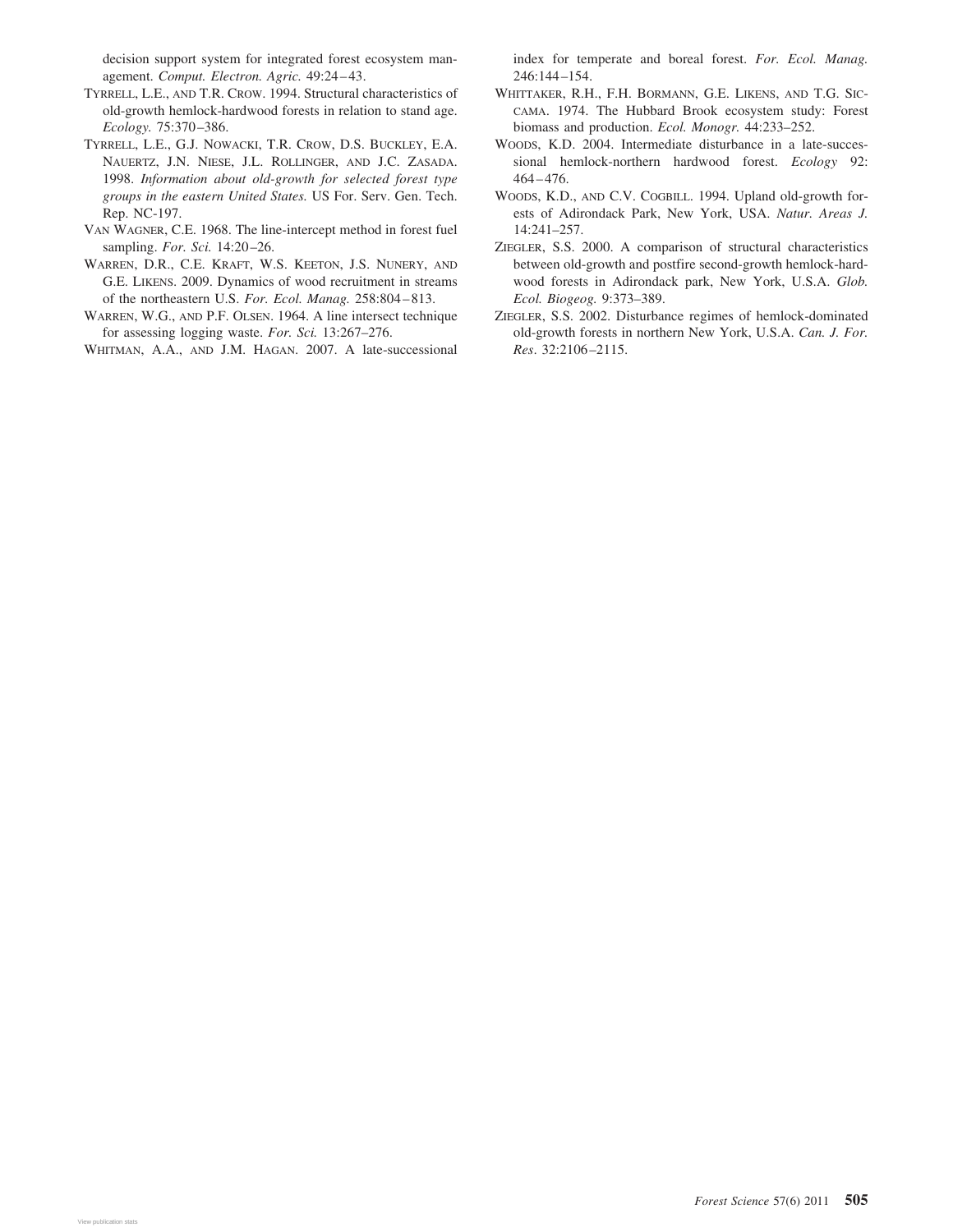decision support system for integrated forest ecosystem management. *Comput. Electron. Agric.* 49:24–43.

TYRRELL, L.E., AND T.R. CROW. 1994. Structural characteristics of old-growth hemlock-hardwood forests in relation to stand age. *Ecology.* 75:370–386.

TYRRELL, L.E., G.J. NOWACKI, T.R. CROW, D.S. BUCKLEY, E.A. NAUERTZ, J.N. NIESE, J.L. ROLLINGER, AND J.C. ZASADA. 1998. *Information about old-growth for selected forest type groups in the eastern United States.* US For. Serv. Gen. Tech. Rep. NC-197.

VAN WAGNER, C.E. 1968. The line-intercept method in forest fuel sampling. *For. Sci.* 14:20–26.

WARREN, D.R., C.E. KRAFT, W.S. KEETON, J.S. NUNERY, AND G.E. LIKENS. 2009. Dynamics of wood recruitment in streams of the northeastern U.S. *For. Ecol. Manag.* 258:804–813.

WARREN, W.G., AND P.F. OLSEN. 1964. A line intersect technique for assessing logging waste. *For. Sci.* 13:267–276.

WHITMAN, A.A., AND J.M. HAGAN. 2007. A late-successional index for temperate and boreal forest. *For. Ecol. Manag.* 246:144–154.

WHITTAKER, R.H., F.H. BORMANN, G.E. LIKENS, AND T.G. SICCAMA. 1974. The Hubbard Brook ecosystem study: Forest biomass and production. *Ecol. Monogr.* 44:233–252.

WOODS, K.D. 2004. Intermediate disturbance in a late-successional hemlock-northern hardwood forest. *Ecology* 92: 464–476.

WOODS, K.D., AND C.V. COGBILL. 1994. Upland old-growth forests of Adirondack Park, New York, USA. *Natur. Areas J.* 14:241–257.

ZIEGLER, S.S. 2000. A comparison of structural characteristics between old-growth and postfire second-growth hemlock-hardwood forests in Adirondack park, New York, U.S.A. *Glob. Ecol. Biogeog.* 9:373–389.

ZIEGLER, S.S. 2002. Disturbance regimes of hemlock-dominated old-growth forests in northern New York, U.S.A. *Can. J. For. Res*. 32:2106–2115.